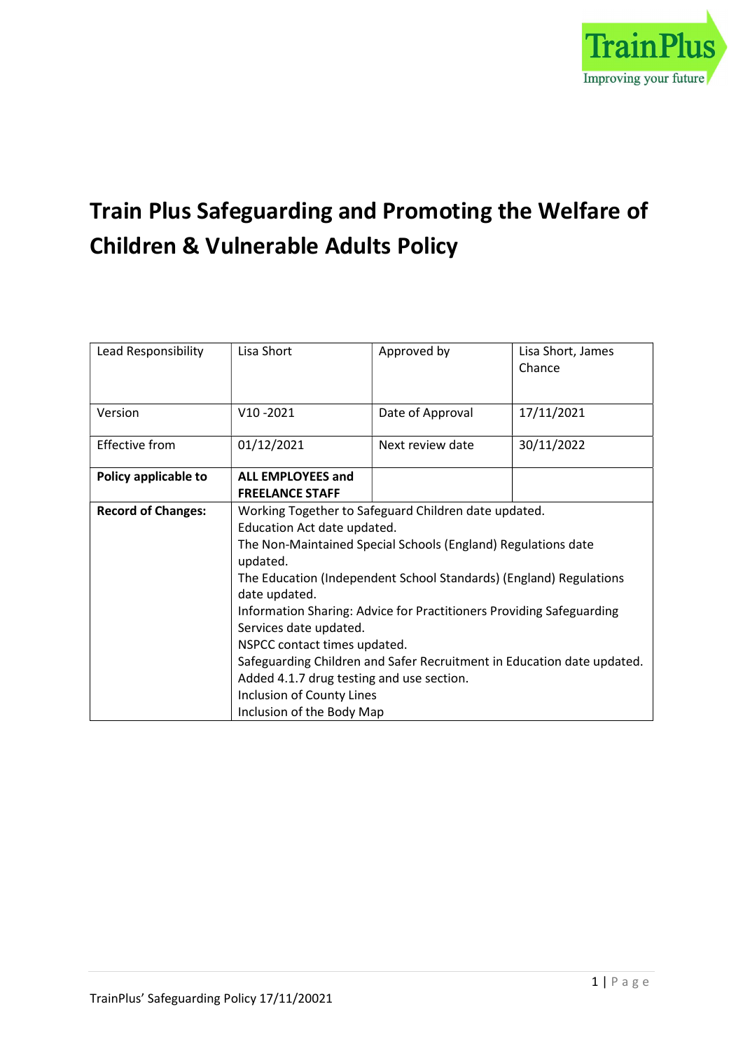# Train Plus Safeguarding and Promoting the Welfare of Children & Vulnerable Adults Policy

| Lead Responsibility | Lisa Short | Approved by | Lisa Short, James Chance |
|---|---|---|---|
| Version | V10 -2021 | Date of Approval | 17/11/2021 |
| Effective from | 01/12/2021 | Next review date | 30/11/2022 |
| **Policy applicable to** | **ALL EMPLOYEES and FREELANCE STAFF** | | |
| **Record of Changes:** | Working Together to Safeguard Children date updated.<br>Education Act date updated.<br>The Non-Maintained Special Schools (England) Regulations date updated.<br>The Education (Independent School Standards) (England) Regulations date updated.<br>Information Sharing: Advice for Practitioners Providing Safeguarding Services date updated.<br>NSPCC contact times updated.<br>Safeguarding Children and Safer Recruitment in Education date updated.<br>Added 4.1.7 drug testing and use section.<br>Inclusion of County Lines<br>Inclusion of the Body Map | | |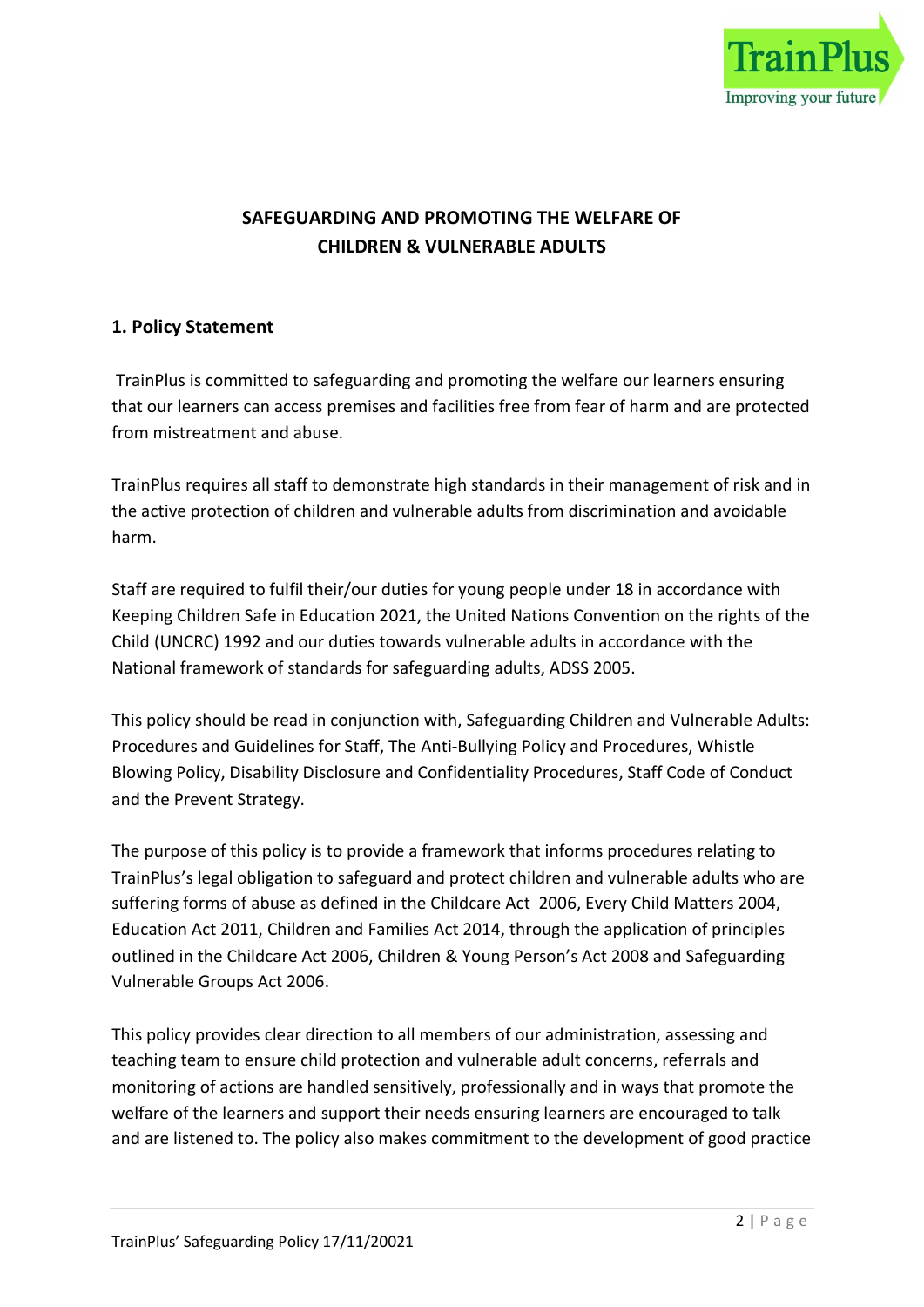## SAFEGUARDING AND PROMOTING THE WELFARE OF CHILDREN & VULNERABLE ADULTS

### 1. Policy Statement

TrainPlus is committed to safeguarding and promoting the welfare our learners ensuring that our learners can access premises and facilities free from fear of harm and are protected from mistreatment and abuse.

TrainPlus requires all staff to demonstrate high standards in their management of risk and in the active protection of children and vulnerable adults from discrimination and avoidable harm.

Staff are required to fulfil their/our duties for young people under 18 in accordance with Keeping Children Safe in Education 2021, the United Nations Convention on the rights of the Child (UNCRC) 1992 and our duties towards vulnerable adults in accordance with the National framework of standards for safeguarding adults, ADSS 2005.

This policy should be read in conjunction with, Safeguarding Children and Vulnerable Adults: Procedures and Guidelines for Staff, The Anti-Bullying Policy and Procedures, Whistle Blowing Policy, Disability Disclosure and Confidentiality Procedures, Staff Code of Conduct and the Prevent Strategy.

The purpose of this policy is to provide a framework that informs procedures relating to TrainPlus's legal obligation to safeguard and protect children and vulnerable adults who are suffering forms of abuse as defined in the Childcare Act 2006, Every Child Matters 2004, Education Act 2011, Children and Families Act 2014, through the application of principles outlined in the Childcare Act 2006, Children & Young Person's Act 2008 and Safeguarding Vulnerable Groups Act 2006.

This policy provides clear direction to all members of our administration, assessing and teaching team to ensure child protection and vulnerable adult concerns, referrals and monitoring of actions are handled sensitively, professionally and in ways that promote the welfare of the learners and support their needs ensuring learners are encouraged to talk and are listened to. The policy also makes commitment to the development of good practice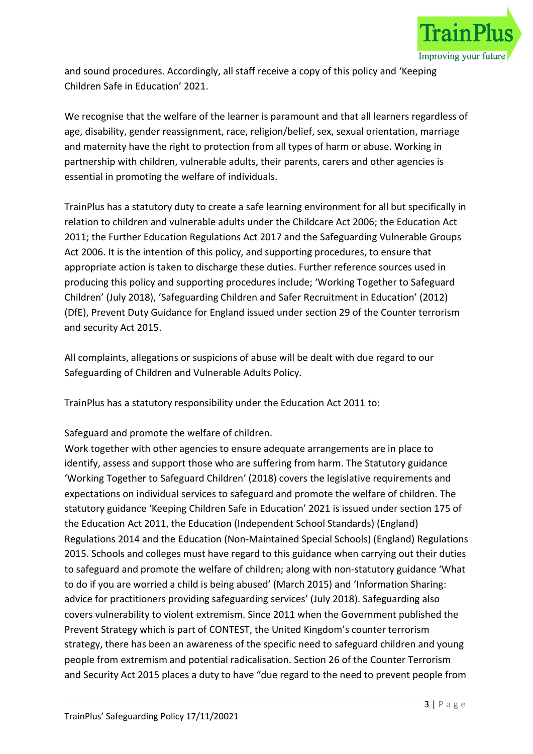and sound procedures. Accordingly, all staff receive a copy of this policy and 'Keeping Children Safe in Education' 2021.

We recognise that the welfare of the learner is paramount and that all learners regardless of age, disability, gender reassignment, race, religion/belief, sex, sexual orientation, marriage and maternity have the right to protection from all types of harm or abuse. Working in partnership with children, vulnerable adults, their parents, carers and other agencies is essential in promoting the welfare of individuals.

TrainPlus has a statutory duty to create a safe learning environment for all but specifically in relation to children and vulnerable adults under the Childcare Act 2006; the Education Act 2011; the Further Education Regulations Act 2017 and the Safeguarding Vulnerable Groups Act 2006. It is the intention of this policy, and supporting procedures, to ensure that appropriate action is taken to discharge these duties. Further reference sources used in producing this policy and supporting procedures include; 'Working Together to Safeguard Children' (July 2018), 'Safeguarding Children and Safer Recruitment in Education' (2012) (DfE), Prevent Duty Guidance for England issued under section 29 of the Counter terrorism and security Act 2015.

All complaints, allegations or suspicions of abuse will be dealt with due regard to our Safeguarding of Children and Vulnerable Adults Policy.

TrainPlus has a statutory responsibility under the Education Act 2011 to:

Safeguard and promote the welfare of children.
Work together with other agencies to ensure adequate arrangements are in place to identify, assess and support those who are suffering from harm. The Statutory guidance 'Working Together to Safeguard Children' (2018) covers the legislative requirements and expectations on individual services to safeguard and promote the welfare of children. The statutory guidance 'Keeping Children Safe in Education' 2021 is issued under section 175 of the Education Act 2011, the Education (Independent School Standards) (England) Regulations 2014 and the Education (Non-Maintained Special Schools) (England) Regulations 2015. Schools and colleges must have regard to this guidance when carrying out their duties to safeguard and promote the welfare of children; along with non-statutory guidance 'What to do if you are worried a child is being abused' (March 2015) and 'Information Sharing: advice for practitioners providing safeguarding services' (July 2018). Safeguarding also covers vulnerability to violent extremism. Since 2011 when the Government published the Prevent Strategy which is part of CONTEST, the United Kingdom's counter terrorism strategy, there has been an awareness of the specific need to safeguard children and young people from extremism and potential radicalisation. Section 26 of the Counter Terrorism and Security Act 2015 places a duty to have "due regard to the need to prevent people from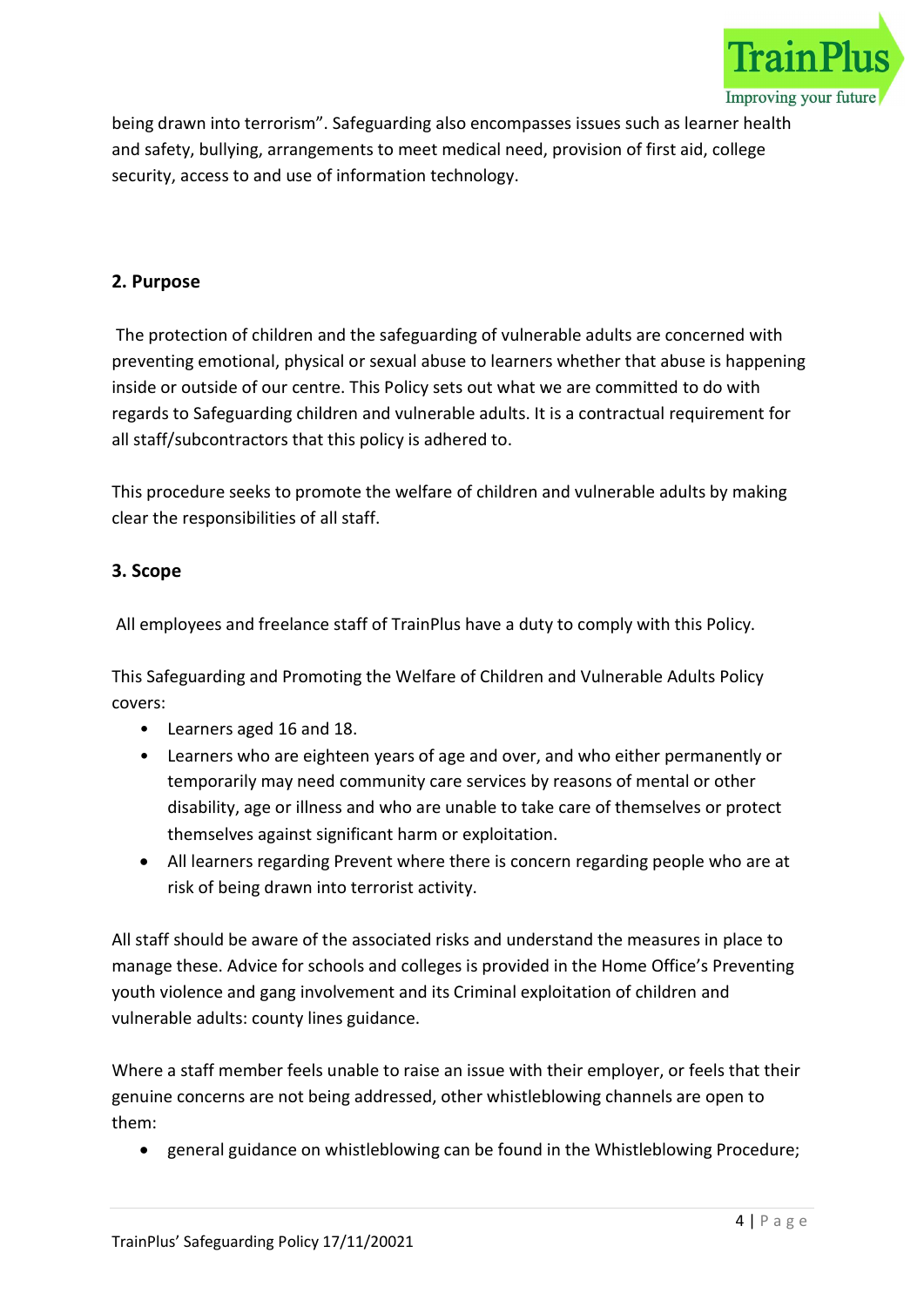being drawn into terrorism". Safeguarding also encompasses issues such as learner health and safety, bullying, arrangements to meet medical need, provision of first aid, college security, access to and use of information technology.

## 2. Purpose

The protection of children and the safeguarding of vulnerable adults are concerned with preventing emotional, physical or sexual abuse to learners whether that abuse is happening inside or outside of our centre. This Policy sets out what we are committed to do with regards to Safeguarding children and vulnerable adults. It is a contractual requirement for all staff/subcontractors that this policy is adhered to.

This procedure seeks to promote the welfare of children and vulnerable adults by making clear the responsibilities of all staff.

## 3. Scope

All employees and freelance staff of TrainPlus have a duty to comply with this Policy.

This Safeguarding and Promoting the Welfare of Children and Vulnerable Adults Policy covers:

- Learners aged 16 and 18.
- Learners who are eighteen years of age and over, and who either permanently or temporarily may need community care services by reasons of mental or other disability, age or illness and who are unable to take care of themselves or protect themselves against significant harm or exploitation.
- All learners regarding Prevent where there is concern regarding people who are at risk of being drawn into terrorist activity.

All staff should be aware of the associated risks and understand the measures in place to manage these. Advice for schools and colleges is provided in the Home Office's Preventing youth violence and gang involvement and its Criminal exploitation of children and vulnerable adults: county lines guidance.

Where a staff member feels unable to raise an issue with their employer, or feels that their genuine concerns are not being addressed, other whistleblowing channels are open to them:

- general guidance on whistleblowing can be found in the Whistleblowing Procedure;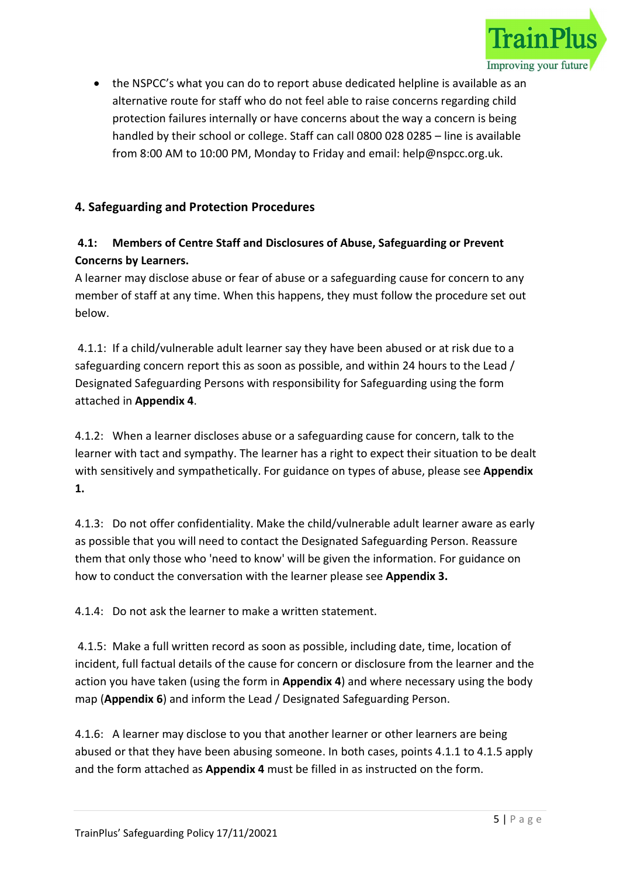- the NSPCC's what you can do to report abuse dedicated helpline is available as an alternative route for staff who do not feel able to raise concerns regarding child protection failures internally or have concerns about the way a concern is being handled by their school or college. Staff can call 0800 028 0285 – line is available from 8:00 AM to 10:00 PM, Monday to Friday and email: help@nspcc.org.uk.

## 4. Safeguarding and Protection Procedures

### 4.1: Members of Centre Staff and Disclosures of Abuse, Safeguarding or Prevent Concerns by Learners.

A learner may disclose abuse or fear of abuse or a safeguarding cause for concern to any member of staff at any time. When this happens, they must follow the procedure set out below.

4.1.1: If a child/vulnerable adult learner say they have been abused or at risk due to a safeguarding concern report this as soon as possible, and within 24 hours to the Lead / Designated Safeguarding Persons with responsibility for Safeguarding using the form attached in **Appendix 4**.

4.1.2: When a learner discloses abuse or a safeguarding cause for concern, talk to the learner with tact and sympathy. The learner has a right to expect their situation to be dealt with sensitively and sympathetically. For guidance on types of abuse, please see **Appendix 1.**

4.1.3: Do not offer confidentiality. Make the child/vulnerable adult learner aware as early as possible that you will need to contact the Designated Safeguarding Person. Reassure them that only those who 'need to know' will be given the information. For guidance on how to conduct the conversation with the learner please see **Appendix 3.**

4.1.4: Do not ask the learner to make a written statement.

4.1.5: Make a full written record as soon as possible, including date, time, location of incident, full factual details of the cause for concern or disclosure from the learner and the action you have taken (using the form in **Appendix 4**) and where necessary using the body map (**Appendix 6**) and inform the Lead / Designated Safeguarding Person.

4.1.6: A learner may disclose to you that another learner or other learners are being abused or that they have been abusing someone. In both cases, points 4.1.1 to 4.1.5 apply and the form attached as **Appendix 4** must be filled in as instructed on the form.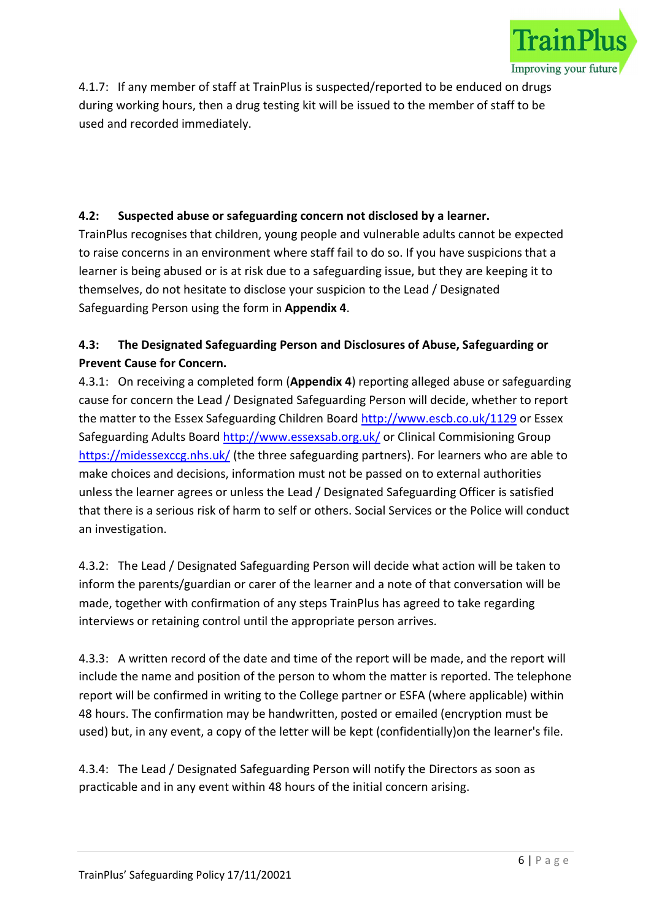4.1.7: If any member of staff at TrainPlus is suspected/reported to be enduced on drugs during working hours, then a drug testing kit will be issued to the member of staff to be used and recorded immediately.

### 4.2: Suspected abuse or safeguarding concern not disclosed by a learner.

TrainPlus recognises that children, young people and vulnerable adults cannot be expected to raise concerns in an environment where staff fail to do so. If you have suspicions that a learner is being abused or is at risk due to a safeguarding issue, but they are keeping it to themselves, do not hesitate to disclose your suspicion to the Lead / Designated Safeguarding Person using the form in **Appendix 4**.

### 4.3: The Designated Safeguarding Person and Disclosures of Abuse, Safeguarding or Prevent Cause for Concern.

4.3.1: On receiving a completed form (**Appendix 4**) reporting alleged abuse or safeguarding cause for concern the Lead / Designated Safeguarding Person will decide, whether to report the matter to the Essex Safeguarding Children Board http://www.escb.co.uk/1129 or Essex Safeguarding Adults Board http://www.essexsab.org.uk/ or Clinical Commisioning Group https://midessexccg.nhs.uk/ (the three safeguarding partners). For learners who are able to make choices and decisions, information must not be passed on to external authorities unless the learner agrees or unless the Lead / Designated Safeguarding Officer is satisfied that there is a serious risk of harm to self or others. Social Services or the Police will conduct an investigation.

4.3.2: The Lead / Designated Safeguarding Person will decide what action will be taken to inform the parents/guardian or carer of the learner and a note of that conversation will be made, together with confirmation of any steps TrainPlus has agreed to take regarding interviews or retaining control until the appropriate person arrives.

4.3.3: A written record of the date and time of the report will be made, and the report will include the name and position of the person to whom the matter is reported. The telephone report will be confirmed in writing to the College partner or ESFA (where applicable) within 48 hours. The confirmation may be handwritten, posted or emailed (encryption must be used) but, in any event, a copy of the letter will be kept (confidentially)on the learner's file.

4.3.4: The Lead / Designated Safeguarding Person will notify the Directors as soon as practicable and in any event within 48 hours of the initial concern arising.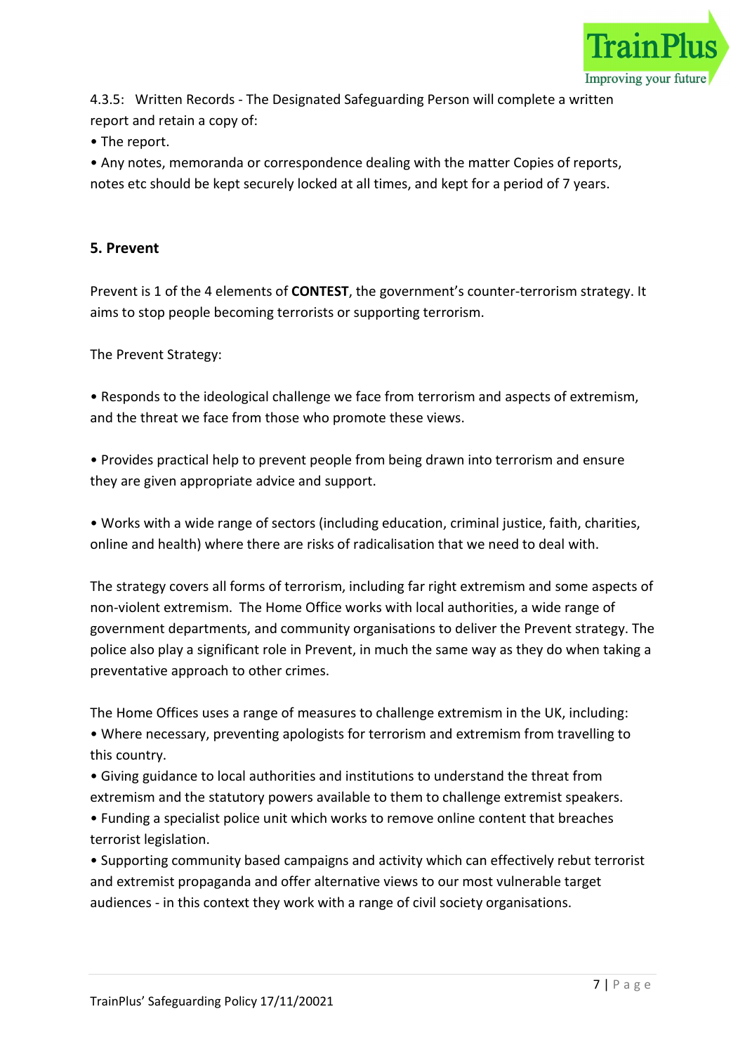4.3.5: Written Records - The Designated Safeguarding Person will complete a written report and retain a copy of:

- The report.
- Any notes, memoranda or correspondence dealing with the matter Copies of reports, notes etc should be kept securely locked at all times, and kept for a period of 7 years.

## 5. Prevent

Prevent is 1 of the 4 elements of **CONTEST**, the government's counter-terrorism strategy. It aims to stop people becoming terrorists or supporting terrorism.

The Prevent Strategy:

- Responds to the ideological challenge we face from terrorism and aspects of extremism, and the threat we face from those who promote these views.

- Provides practical help to prevent people from being drawn into terrorism and ensure they are given appropriate advice and support.

- Works with a wide range of sectors (including education, criminal justice, faith, charities, online and health) where there are risks of radicalisation that we need to deal with.

The strategy covers all forms of terrorism, including far right extremism and some aspects of non-violent extremism. The Home Office works with local authorities, a wide range of government departments, and community organisations to deliver the Prevent strategy. The police also play a significant role in Prevent, in much the same way as they do when taking a preventative approach to other crimes.

The Home Offices uses a range of measures to challenge extremism in the UK, including:

- Where necessary, preventing apologists for terrorism and extremism from travelling to this country.
- Giving guidance to local authorities and institutions to understand the threat from extremism and the statutory powers available to them to challenge extremist speakers.
- Funding a specialist police unit which works to remove online content that breaches terrorist legislation.
- Supporting community based campaigns and activity which can effectively rebut terrorist and extremist propaganda and offer alternative views to our most vulnerable target audiences - in this context they work with a range of civil society organisations.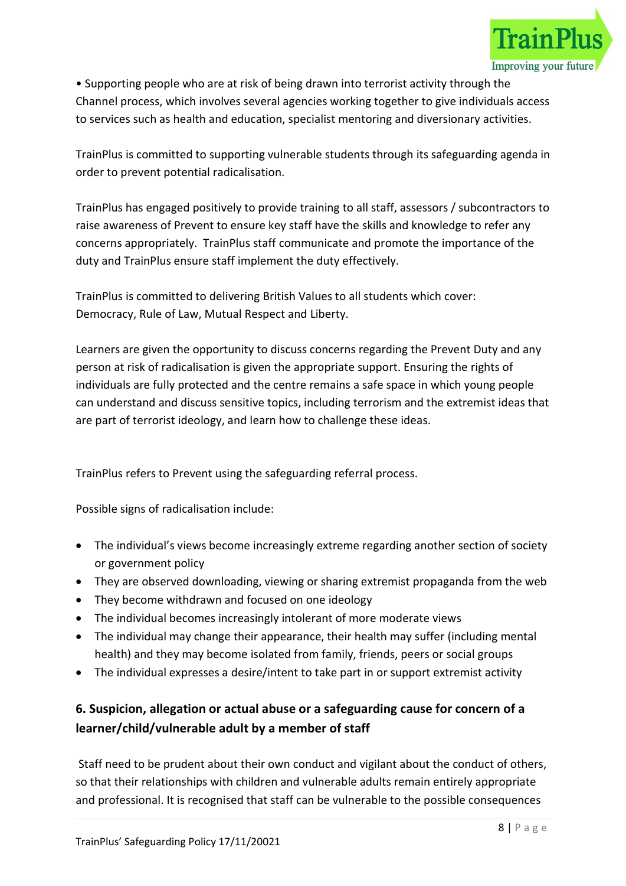• Supporting people who are at risk of being drawn into terrorist activity through the Channel process, which involves several agencies working together to give individuals access to services such as health and education, specialist mentoring and diversionary activities.

TrainPlus is committed to supporting vulnerable students through its safeguarding agenda in order to prevent potential radicalisation.

TrainPlus has engaged positively to provide training to all staff, assessors / subcontractors to raise awareness of Prevent to ensure key staff have the skills and knowledge to refer any concerns appropriately. TrainPlus staff communicate and promote the importance of the duty and TrainPlus ensure staff implement the duty effectively.

TrainPlus is committed to delivering British Values to all students which cover: Democracy, Rule of Law, Mutual Respect and Liberty.

Learners are given the opportunity to discuss concerns regarding the Prevent Duty and any person at risk of radicalisation is given the appropriate support. Ensuring the rights of individuals are fully protected and the centre remains a safe space in which young people can understand and discuss sensitive topics, including terrorism and the extremist ideas that are part of terrorist ideology, and learn how to challenge these ideas.

TrainPlus refers to Prevent using the safeguarding referral process.

Possible signs of radicalisation include:

- The individual's views become increasingly extreme regarding another section of society or government policy
- They are observed downloading, viewing or sharing extremist propaganda from the web
- They become withdrawn and focused on one ideology
- The individual becomes increasingly intolerant of more moderate views
- The individual may change their appearance, their health may suffer (including mental health) and they may become isolated from family, friends, peers or social groups
- The individual expresses a desire/intent to take part in or support extremist activity

## 6. Suspicion, allegation or actual abuse or a safeguarding cause for concern of a learner/child/vulnerable adult by a member of staff

Staff need to be prudent about their own conduct and vigilant about the conduct of others, so that their relationships with children and vulnerable adults remain entirely appropriate and professional. It is recognised that staff can be vulnerable to the possible consequences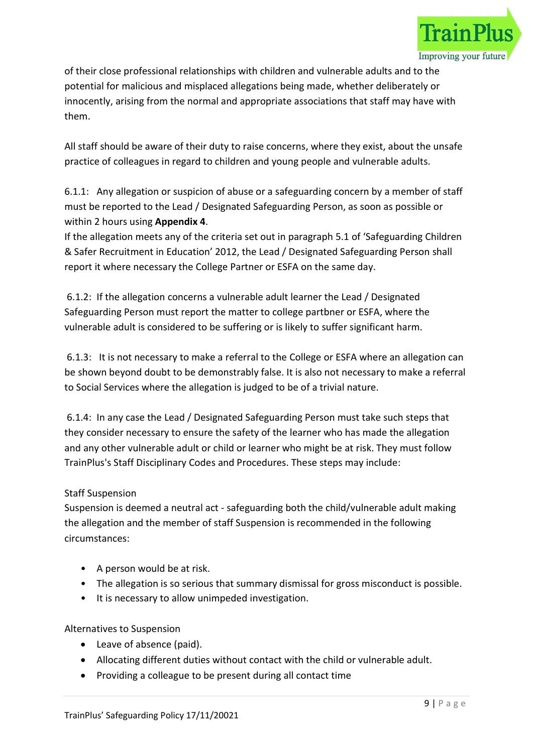of their close professional relationships with children and vulnerable adults and to the potential for malicious and misplaced allegations being made, whether deliberately or innocently, arising from the normal and appropriate associations that staff may have with them.

All staff should be aware of their duty to raise concerns, where they exist, about the unsafe practice of colleagues in regard to children and young people and vulnerable adults.

6.1.1: Any allegation or suspicion of abuse or a safeguarding concern by a member of staff must be reported to the Lead / Designated Safeguarding Person, as soon as possible or within 2 hours using **Appendix 4**.
If the allegation meets any of the criteria set out in paragraph 5.1 of 'Safeguarding Children & Safer Recruitment in Education' 2012, the Lead / Designated Safeguarding Person shall report it where necessary the College Partner or ESFA on the same day.

6.1.2: If the allegation concerns a vulnerable adult learner the Lead / Designated Safeguarding Person must report the matter to college partbner or ESFA, where the vulnerable adult is considered to be suffering or is likely to suffer significant harm.

6.1.3: It is not necessary to make a referral to the College or ESFA where an allegation can be shown beyond doubt to be demonstrably false. It is also not necessary to make a referral to Social Services where the allegation is judged to be of a trivial nature.

6.1.4: In any case the Lead / Designated Safeguarding Person must take such steps that they consider necessary to ensure the safety of the learner who has made the allegation and any other vulnerable adult or child or learner who might be at risk. They must follow TrainPlus's Staff Disciplinary Codes and Procedures. These steps may include:

Staff Suspension
Suspension is deemed a neutral act - safeguarding both the child/vulnerable adult making the allegation and the member of staff Suspension is recommended in the following circumstances:

- A person would be at risk.
- The allegation is so serious that summary dismissal for gross misconduct is possible.
- It is necessary to allow unimpeded investigation.

Alternatives to Suspension
- Leave of absence (paid).
- Allocating different duties without contact with the child or vulnerable adult.
- Providing a colleague to be present during all contact time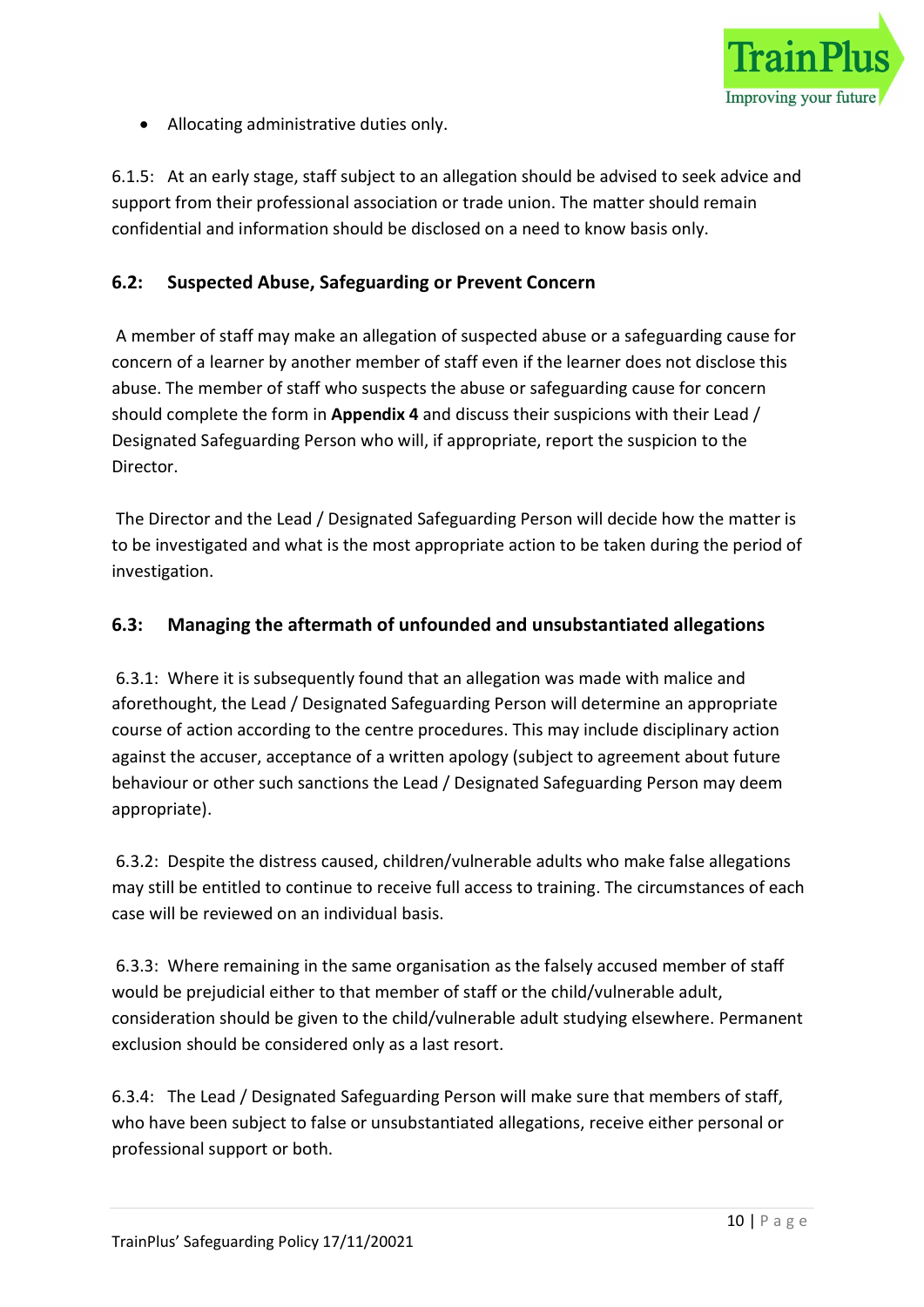- Allocating administrative duties only.

6.1.5: At an early stage, staff subject to an allegation should be advised to seek advice and support from their professional association or trade union. The matter should remain confidential and information should be disclosed on a need to know basis only.

### 6.2: Suspected Abuse, Safeguarding or Prevent Concern

A member of staff may make an allegation of suspected abuse or a safeguarding cause for concern of a learner by another member of staff even if the learner does not disclose this abuse. The member of staff who suspects the abuse or safeguarding cause for concern should complete the form in **Appendix 4** and discuss their suspicions with their Lead / Designated Safeguarding Person who will, if appropriate, report the suspicion to the Director.

The Director and the Lead / Designated Safeguarding Person will decide how the matter is to be investigated and what is the most appropriate action to be taken during the period of investigation.

### 6.3: Managing the aftermath of unfounded and unsubstantiated allegations

6.3.1: Where it is subsequently found that an allegation was made with malice and aforethought, the Lead / Designated Safeguarding Person will determine an appropriate course of action according to the centre procedures. This may include disciplinary action against the accuser, acceptance of a written apology (subject to agreement about future behaviour or other such sanctions the Lead / Designated Safeguarding Person may deem appropriate).

6.3.2: Despite the distress caused, children/vulnerable adults who make false allegations may still be entitled to continue to receive full access to training. The circumstances of each case will be reviewed on an individual basis.

6.3.3: Where remaining in the same organisation as the falsely accused member of staff would be prejudicial either to that member of staff or the child/vulnerable adult, consideration should be given to the child/vulnerable adult studying elsewhere. Permanent exclusion should be considered only as a last resort.

6.3.4: The Lead / Designated Safeguarding Person will make sure that members of staff, who have been subject to false or unsubstantiated allegations, receive either personal or professional support or both.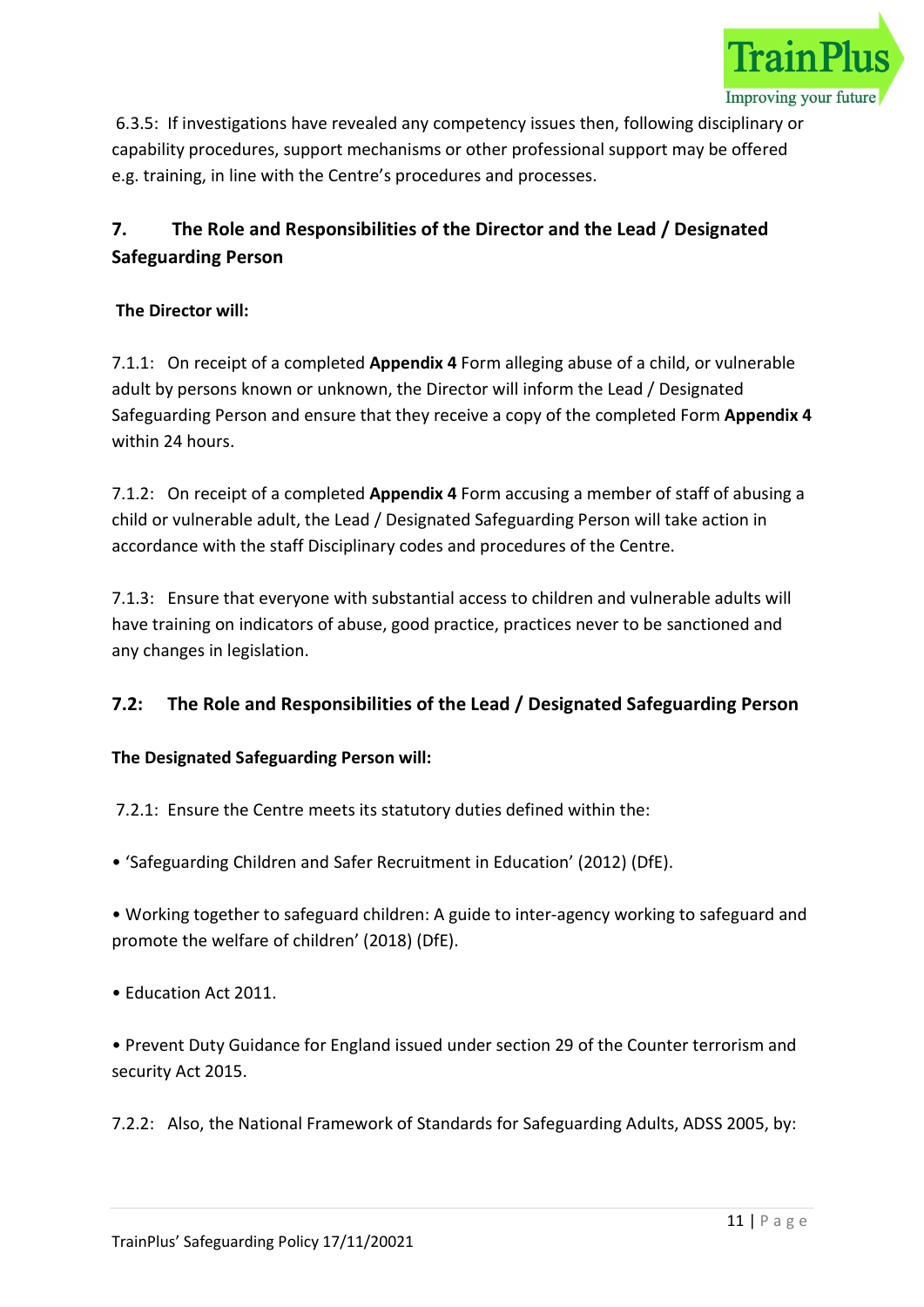6.3.5: If investigations have revealed any competency issues then, following disciplinary or capability procedures, support mechanisms or other professional support may be offered e.g. training, in line with the Centre's procedures and processes.

## 7. The Role and Responsibilities of the Director and the Lead / Designated Safeguarding Person

**The Director will:**

7.1.1: On receipt of a completed **Appendix 4** Form alleging abuse of a child, or vulnerable adult by persons known or unknown, the Director will inform the Lead / Designated Safeguarding Person and ensure that they receive a copy of the completed Form **Appendix 4** within 24 hours.

7.1.2: On receipt of a completed **Appendix 4** Form accusing a member of staff of abusing a child or vulnerable adult, the Lead / Designated Safeguarding Person will take action in accordance with the staff Disciplinary codes and procedures of the Centre.

7.1.3: Ensure that everyone with substantial access to children and vulnerable adults will have training on indicators of abuse, good practice, practices never to be sanctioned and any changes in legislation.

### 7.2: The Role and Responsibilities of the Lead / Designated Safeguarding Person

**The Designated Safeguarding Person will:**

7.2.1: Ensure the Centre meets its statutory duties defined within the:

- 'Safeguarding Children and Safer Recruitment in Education' (2012) (DfE).
- Working together to safeguard children: A guide to inter-agency working to safeguard and promote the welfare of children' (2018) (DfE).
- Education Act 2011.
- Prevent Duty Guidance for England issued under section 29 of the Counter terrorism and security Act 2015.

7.2.2: Also, the National Framework of Standards for Safeguarding Adults, ADSS 2005, by: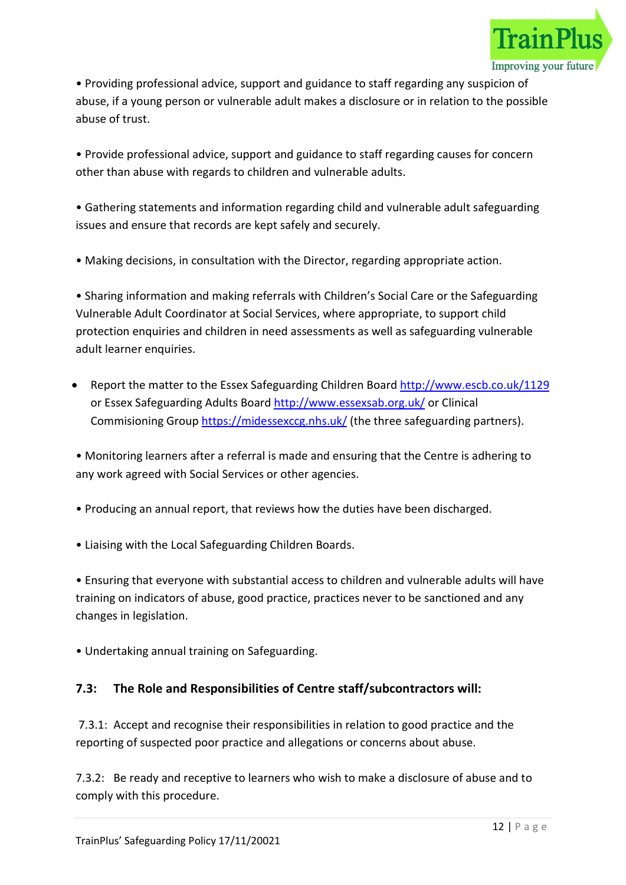• Providing professional advice, support and guidance to staff regarding any suspicion of abuse, if a young person or vulnerable adult makes a disclosure or in relation to the possible abuse of trust.

• Provide professional advice, support and guidance to staff regarding causes for concern other than abuse with regards to children and vulnerable adults.

• Gathering statements and information regarding child and vulnerable adult safeguarding issues and ensure that records are kept safely and securely.

• Making decisions, in consultation with the Director, regarding appropriate action.

• Sharing information and making referrals with Children's Social Care or the Safeguarding Vulnerable Adult Coordinator at Social Services, where appropriate, to support child protection enquiries and children in need assessments as well as safeguarding vulnerable adult learner enquiries.

- Report the matter to the Essex Safeguarding Children Board http://www.escb.co.uk/1129 or Essex Safeguarding Adults Board http://www.essexsab.org.uk/ or Clinical Commisioning Group https://midessexccg.nhs.uk/ (the three safeguarding partners).

• Monitoring learners after a referral is made and ensuring that the Centre is adhering to any work agreed with Social Services or other agencies.

• Producing an annual report, that reviews how the duties have been discharged.

• Liaising with the Local Safeguarding Children Boards.

• Ensuring that everyone with substantial access to children and vulnerable adults will have training on indicators of abuse, good practice, practices never to be sanctioned and any changes in legislation.

• Undertaking annual training on Safeguarding.

### 7.3: The Role and Responsibilities of Centre staff/subcontractors will:

7.3.1: Accept and recognise their responsibilities in relation to good practice and the reporting of suspected poor practice and allegations or concerns about abuse.

7.3.2: Be ready and receptive to learners who wish to make a disclosure of abuse and to comply with this procedure.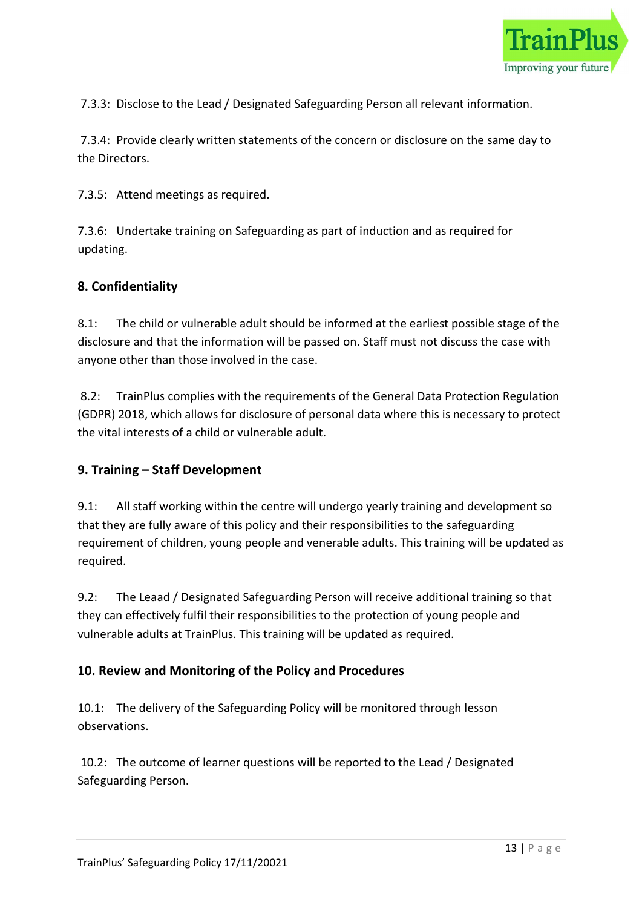7.3.3: Disclose to the Lead / Designated Safeguarding Person all relevant information.

7.3.4: Provide clearly written statements of the concern or disclosure on the same day to the Directors.

7.3.5: Attend meetings as required.

7.3.6: Undertake training on Safeguarding as part of induction and as required for updating.

## 8. Confidentiality

8.1: The child or vulnerable adult should be informed at the earliest possible stage of the disclosure and that the information will be passed on. Staff must not discuss the case with anyone other than those involved in the case.

8.2: TrainPlus complies with the requirements of the General Data Protection Regulation (GDPR) 2018, which allows for disclosure of personal data where this is necessary to protect the vital interests of a child or vulnerable adult.

## 9. Training – Staff Development

9.1: All staff working within the centre will undergo yearly training and development so that they are fully aware of this policy and their responsibilities to the safeguarding requirement of children, young people and venerable adults. This training will be updated as required.

9.2: The Leaad / Designated Safeguarding Person will receive additional training so that they can effectively fulfil their responsibilities to the protection of young people and vulnerable adults at TrainPlus. This training will be updated as required.

## 10. Review and Monitoring of the Policy and Procedures

10.1: The delivery of the Safeguarding Policy will be monitored through lesson observations.

10.2: The outcome of learner questions will be reported to the Lead / Designated Safeguarding Person.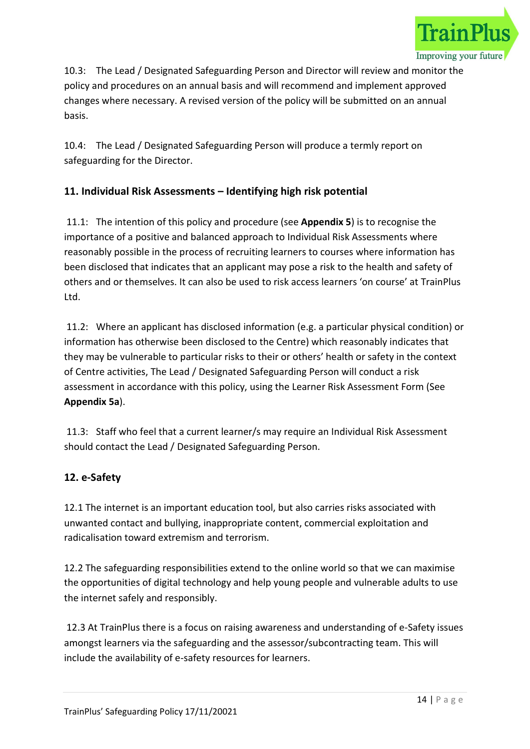10.3: The Lead / Designated Safeguarding Person and Director will review and monitor the policy and procedures on an annual basis and will recommend and implement approved changes where necessary. A revised version of the policy will be submitted on an annual basis.

10.4: The Lead / Designated Safeguarding Person will produce a termly report on safeguarding for the Director.

## 11. Individual Risk Assessments – Identifying high risk potential

11.1: The intention of this policy and procedure (see **Appendix 5**) is to recognise the importance of a positive and balanced approach to Individual Risk Assessments where reasonably possible in the process of recruiting learners to courses where information has been disclosed that indicates that an applicant may pose a risk to the health and safety of others and or themselves. It can also be used to risk access learners 'on course' at TrainPlus Ltd.

11.2: Where an applicant has disclosed information (e.g. a particular physical condition) or information has otherwise been disclosed to the Centre) which reasonably indicates that they may be vulnerable to particular risks to their or others' health or safety in the context of Centre activities, The Lead / Designated Safeguarding Person will conduct a risk assessment in accordance with this policy, using the Learner Risk Assessment Form (See **Appendix 5a**).

11.3: Staff who feel that a current learner/s may require an Individual Risk Assessment should contact the Lead / Designated Safeguarding Person.

## 12. e-Safety

12.1 The internet is an important education tool, but also carries risks associated with unwanted contact and bullying, inappropriate content, commercial exploitation and radicalisation toward extremism and terrorism.

12.2 The safeguarding responsibilities extend to the online world so that we can maximise the opportunities of digital technology and help young people and vulnerable adults to use the internet safely and responsibly.

12.3 At TrainPlus there is a focus on raising awareness and understanding of e-Safety issues amongst learners via the safeguarding and the assessor/subcontracting team. This will include the availability of e-safety resources for learners.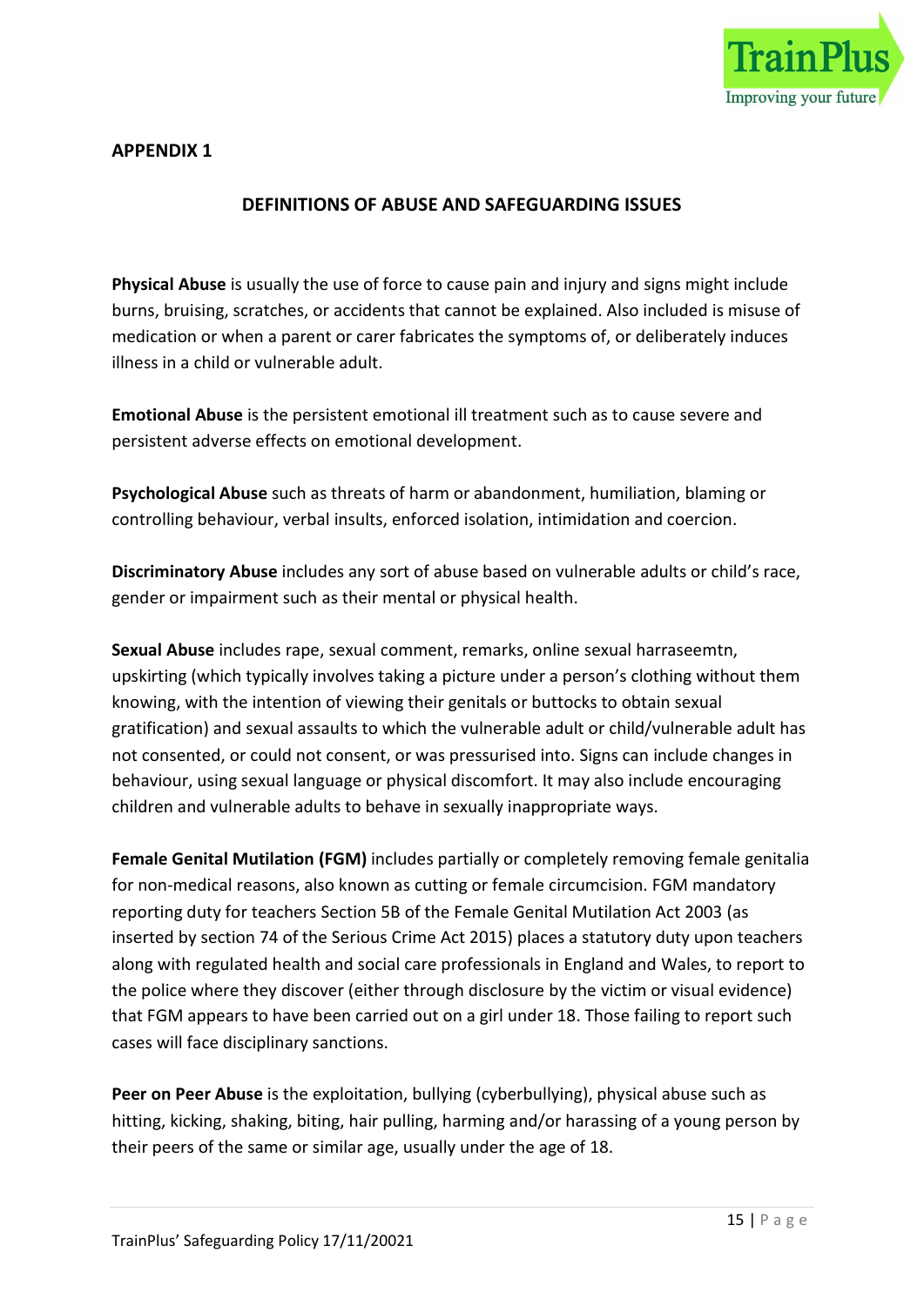## APPENDIX 1

### DEFINITIONS OF ABUSE AND SAFEGUARDING ISSUES

**Physical Abuse** is usually the use of force to cause pain and injury and signs might include burns, bruising, scratches, or accidents that cannot be explained. Also included is misuse of medication or when a parent or carer fabricates the symptoms of, or deliberately induces illness in a child or vulnerable adult.

**Emotional Abuse** is the persistent emotional ill treatment such as to cause severe and persistent adverse effects on emotional development.

**Psychological Abuse** such as threats of harm or abandonment, humiliation, blaming or controlling behaviour, verbal insults, enforced isolation, intimidation and coercion.

**Discriminatory Abuse** includes any sort of abuse based on vulnerable adults or child's race, gender or impairment such as their mental or physical health.

**Sexual Abuse** includes rape, sexual comment, remarks, online sexual harraseemtn, upskirting (which typically involves taking a picture under a person's clothing without them knowing, with the intention of viewing their genitals or buttocks to obtain sexual gratification) and sexual assaults to which the vulnerable adult or child/vulnerable adult has not consented, or could not consent, or was pressurised into. Signs can include changes in behaviour, using sexual language or physical discomfort. It may also include encouraging children and vulnerable adults to behave in sexually inappropriate ways.

**Female Genital Mutilation (FGM)** includes partially or completely removing female genitalia for non-medical reasons, also known as cutting or female circumcision. FGM mandatory reporting duty for teachers Section 5B of the Female Genital Mutilation Act 2003 (as inserted by section 74 of the Serious Crime Act 2015) places a statutory duty upon teachers along with regulated health and social care professionals in England and Wales, to report to the police where they discover (either through disclosure by the victim or visual evidence) that FGM appears to have been carried out on a girl under 18. Those failing to report such cases will face disciplinary sanctions.

**Peer on Peer Abuse** is the exploitation, bullying (cyberbullying), physical abuse such as hitting, kicking, shaking, biting, hair pulling, harming and/or harassing of a young person by their peers of the same or similar age, usually under the age of 18.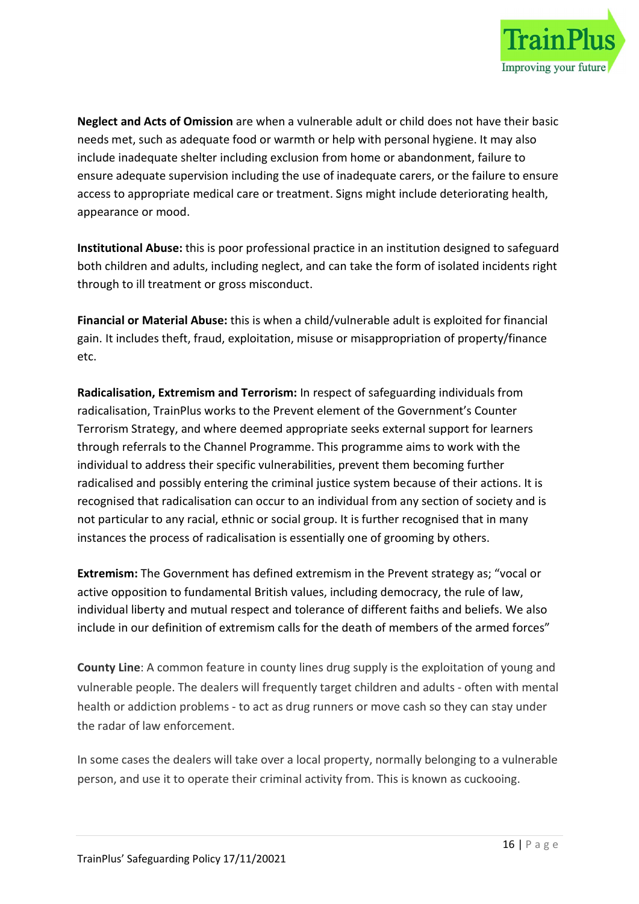**Neglect and Acts of Omission** are when a vulnerable adult or child does not have their basic needs met, such as adequate food or warmth or help with personal hygiene. It may also include inadequate shelter including exclusion from home or abandonment, failure to ensure adequate supervision including the use of inadequate carers, or the failure to ensure access to appropriate medical care or treatment. Signs might include deteriorating health, appearance or mood.

**Institutional Abuse:** this is poor professional practice in an institution designed to safeguard both children and adults, including neglect, and can take the form of isolated incidents right through to ill treatment or gross misconduct.

**Financial or Material Abuse:** this is when a child/vulnerable adult is exploited for financial gain. It includes theft, fraud, exploitation, misuse or misappropriation of property/finance etc.

**Radicalisation, Extremism and Terrorism:** In respect of safeguarding individuals from radicalisation, TrainPlus works to the Prevent element of the Government's Counter Terrorism Strategy, and where deemed appropriate seeks external support for learners through referrals to the Channel Programme. This programme aims to work with the individual to address their specific vulnerabilities, prevent them becoming further radicalised and possibly entering the criminal justice system because of their actions. It is recognised that radicalisation can occur to an individual from any section of society and is not particular to any racial, ethnic or social group. It is further recognised that in many instances the process of radicalisation is essentially one of grooming by others.

**Extremism:** The Government has defined extremism in the Prevent strategy as; "vocal or active opposition to fundamental British values, including democracy, the rule of law, individual liberty and mutual respect and tolerance of different faiths and beliefs. We also include in our definition of extremism calls for the death of members of the armed forces"

**County Line**: A common feature in county lines drug supply is the exploitation of young and vulnerable people. The dealers will frequently target children and adults - often with mental health or addiction problems - to act as drug runners or move cash so they can stay under the radar of law enforcement.

In some cases the dealers will take over a local property, normally belonging to a vulnerable person, and use it to operate their criminal activity from. This is known as cuckooing.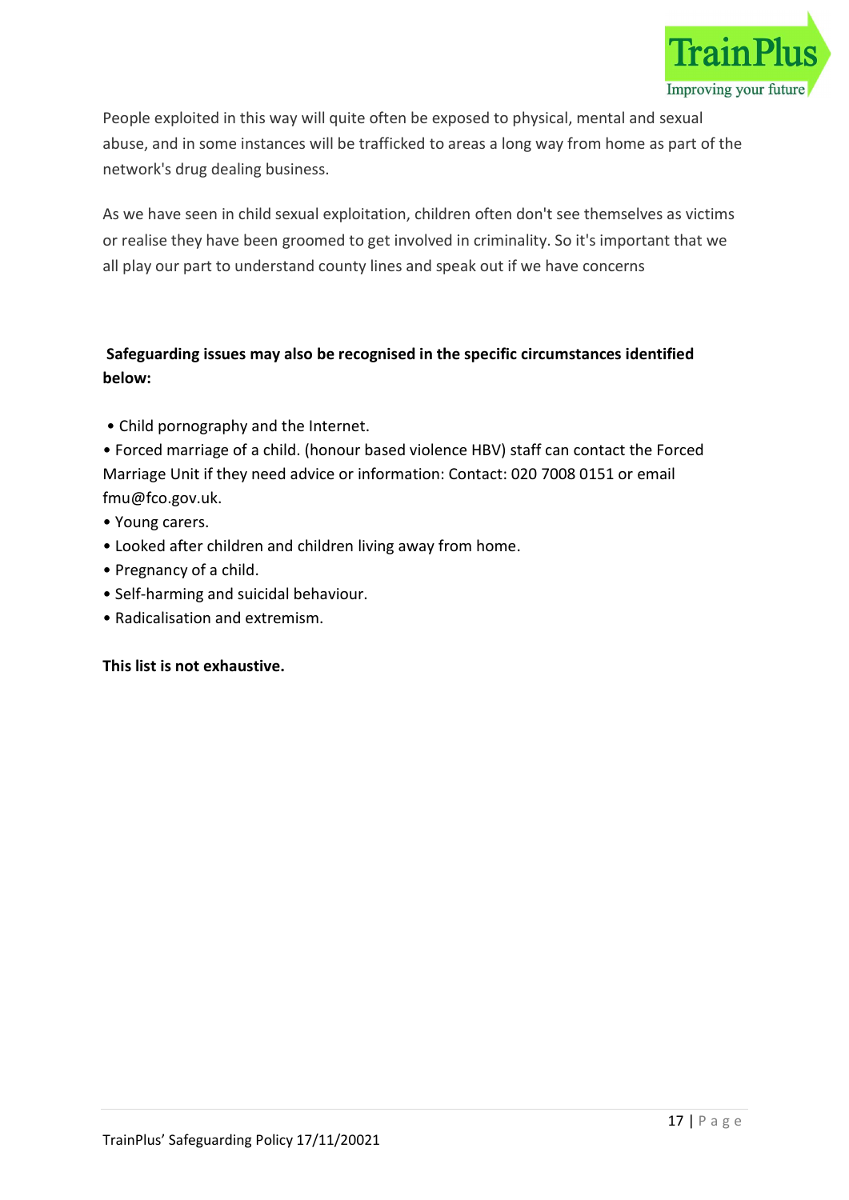People exploited in this way will quite often be exposed to physical, mental and sexual abuse, and in some instances will be trafficked to areas a long way from home as part of the network's drug dealing business.

As we have seen in child sexual exploitation, children often don't see themselves as victims or realise they have been groomed to get involved in criminality. So it's important that we all play our part to understand county lines and speak out if we have concerns

**Safeguarding issues may also be recognised in the specific circumstances identified below:**

- Child pornography and the Internet.
- Forced marriage of a child. (honour based violence HBV) staff can contact the Forced Marriage Unit if they need advice or information: Contact: 020 7008 0151 or email fmu@fco.gov.uk.
- Young carers.
- Looked after children and children living away from home.
- Pregnancy of a child.
- Self-harming and suicidal behaviour.
- Radicalisation and extremism.

**This list is not exhaustive.**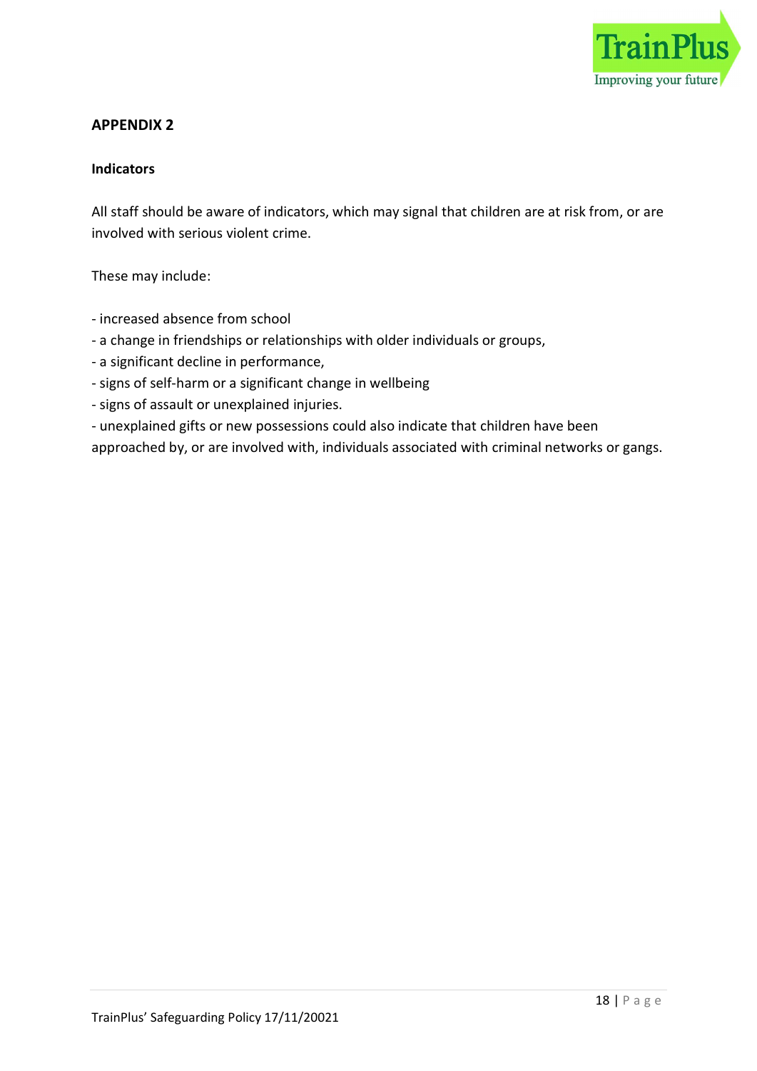## APPENDIX 2

**Indicators**

All staff should be aware of indicators, which may signal that children are at risk from, or are involved with serious violent crime.

These may include:

- increased absence from school
- a change in friendships or relationships with older individuals or groups,
- a significant decline in performance,
- signs of self-harm or a significant change in wellbeing
- signs of assault or unexplained injuries.
- unexplained gifts or new possessions could also indicate that children have been approached by, or are involved with, individuals associated with criminal networks or gangs.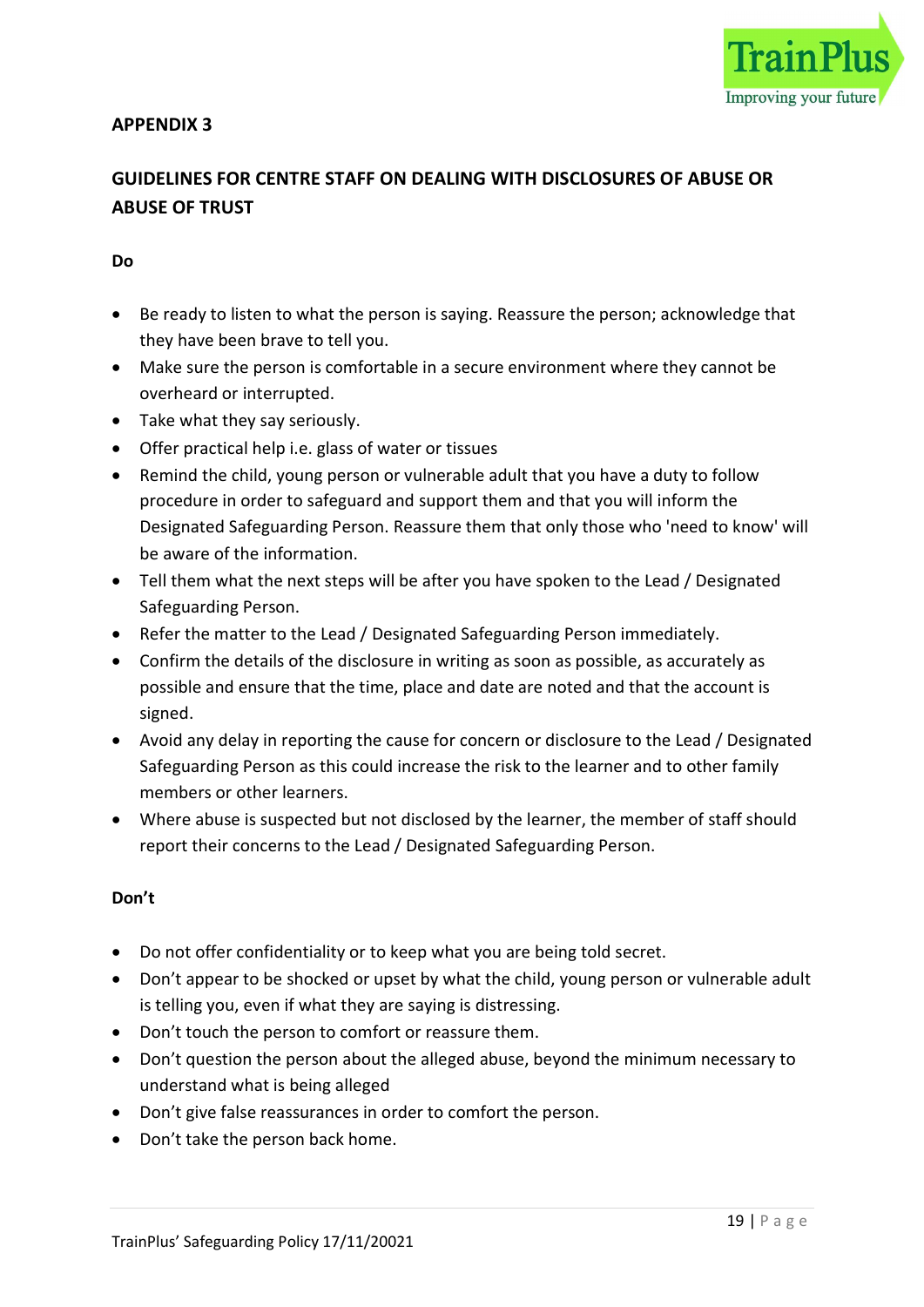## APPENDIX 3

## GUIDELINES FOR CENTRE STAFF ON DEALING WITH DISCLOSURES OF ABUSE OR ABUSE OF TRUST

**Do**

- Be ready to listen to what the person is saying. Reassure the person; acknowledge that they have been brave to tell you.
- Make sure the person is comfortable in a secure environment where they cannot be overheard or interrupted.
- Take what they say seriously.
- Offer practical help i.e. glass of water or tissues
- Remind the child, young person or vulnerable adult that you have a duty to follow procedure in order to safeguard and support them and that you will inform the Designated Safeguarding Person. Reassure them that only those who 'need to know' will be aware of the information.
- Tell them what the next steps will be after you have spoken to the Lead / Designated Safeguarding Person.
- Refer the matter to the Lead / Designated Safeguarding Person immediately.
- Confirm the details of the disclosure in writing as soon as possible, as accurately as possible and ensure that the time, place and date are noted and that the account is signed.
- Avoid any delay in reporting the cause for concern or disclosure to the Lead / Designated Safeguarding Person as this could increase the risk to the learner and to other family members or other learners.
- Where abuse is suspected but not disclosed by the learner, the member of staff should report their concerns to the Lead / Designated Safeguarding Person.

**Don't**

- Do not offer confidentiality or to keep what you are being told secret.
- Don't appear to be shocked or upset by what the child, young person or vulnerable adult is telling you, even if what they are saying is distressing.
- Don't touch the person to comfort or reassure them.
- Don't question the person about the alleged abuse, beyond the minimum necessary to understand what is being alleged
- Don't give false reassurances in order to comfort the person.
- Don't take the person back home.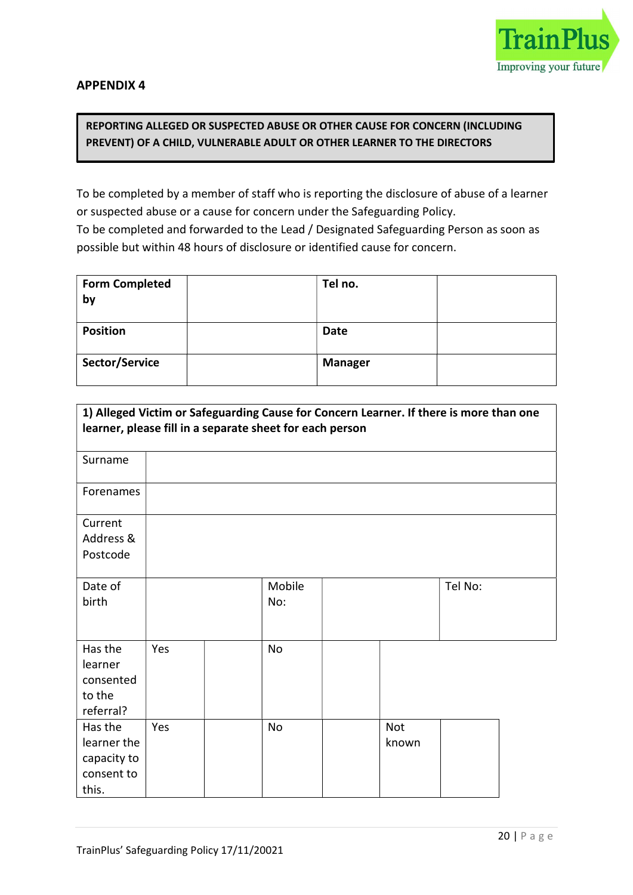**APPENDIX 4**

**REPORTING ALLEGED OR SUSPECTED ABUSE OR OTHER CAUSE FOR CONCERN (INCLUDING PREVENT) OF A CHILD, VULNERABLE ADULT OR OTHER LEARNER TO THE DIRECTORS**

To be completed by a member of staff who is reporting the disclosure of abuse of a learner or suspected abuse or a cause for concern under the Safeguarding Policy.
To be completed and forwarded to the Lead / Designated Safeguarding Person as soon as possible but within 48 hours of disclosure or identified cause for concern.

| **Form Completed by** | | **Tel no.** | |
|---|---|---|---|
| **Position** | | **Date** | |
| **Sector/Service** | | **Manager** | |

| **1) Alleged Victim or Safeguarding Cause for Concern Learner. If there is more than one learner, please fill in a separate sheet for each person** | | | | | | |
|---|---|---|---|---|---|---|
| Surname | | | | | | |
| Forenames | | | | | | |
| Current Address & Postcode | | | | | | |
| Date of birth | | | Mobile No: | | Tel No: | |
| Has the learner consented to the referral? | Yes | | No | | | |
| Has the learner the capacity to consent to this. | Yes | | No | | Not known | |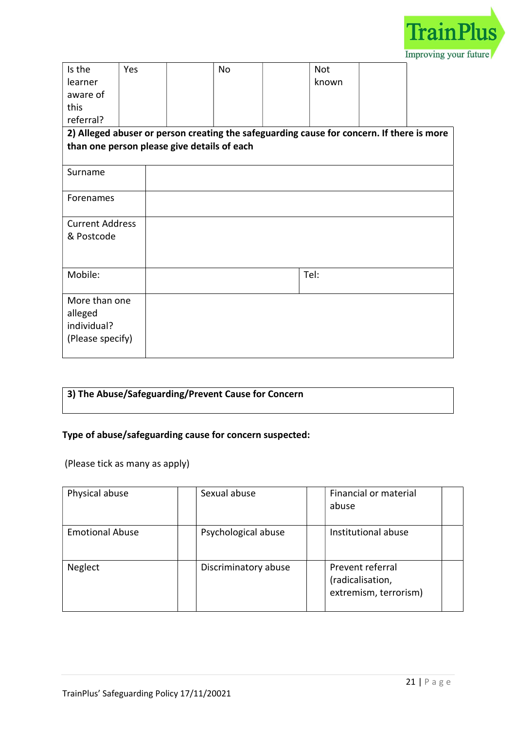| Is the learner aware of this referral? | Yes | | No | | Not known | |
|---|---|---|---|---|---|---|

| **2) Alleged abuser or person creating the safeguarding cause for concern. If there is more than one person please give details of each** | | | |
|---|---|---|---|
| Surname | | | |
| Forenames | | | |
| Current Address & Postcode | | | |
| Mobile: | | Tel: | |
| More than one alleged individual? (Please specify) | | | |

| **3) The Abuse/Safeguarding/Prevent Cause for Concern** |
|---|

**Type of abuse/safeguarding cause for concern suspected:**

(Please tick as many as apply)

| Physical abuse | | Sexual abuse | | Financial or material abuse | |
|---|---|---|---|---|---|
| Emotional Abuse | | Psychological abuse | | Institutional abuse | |
| Neglect | | Discriminatory abuse | | Prevent referral (radicalisation, extremism, terrorism) | |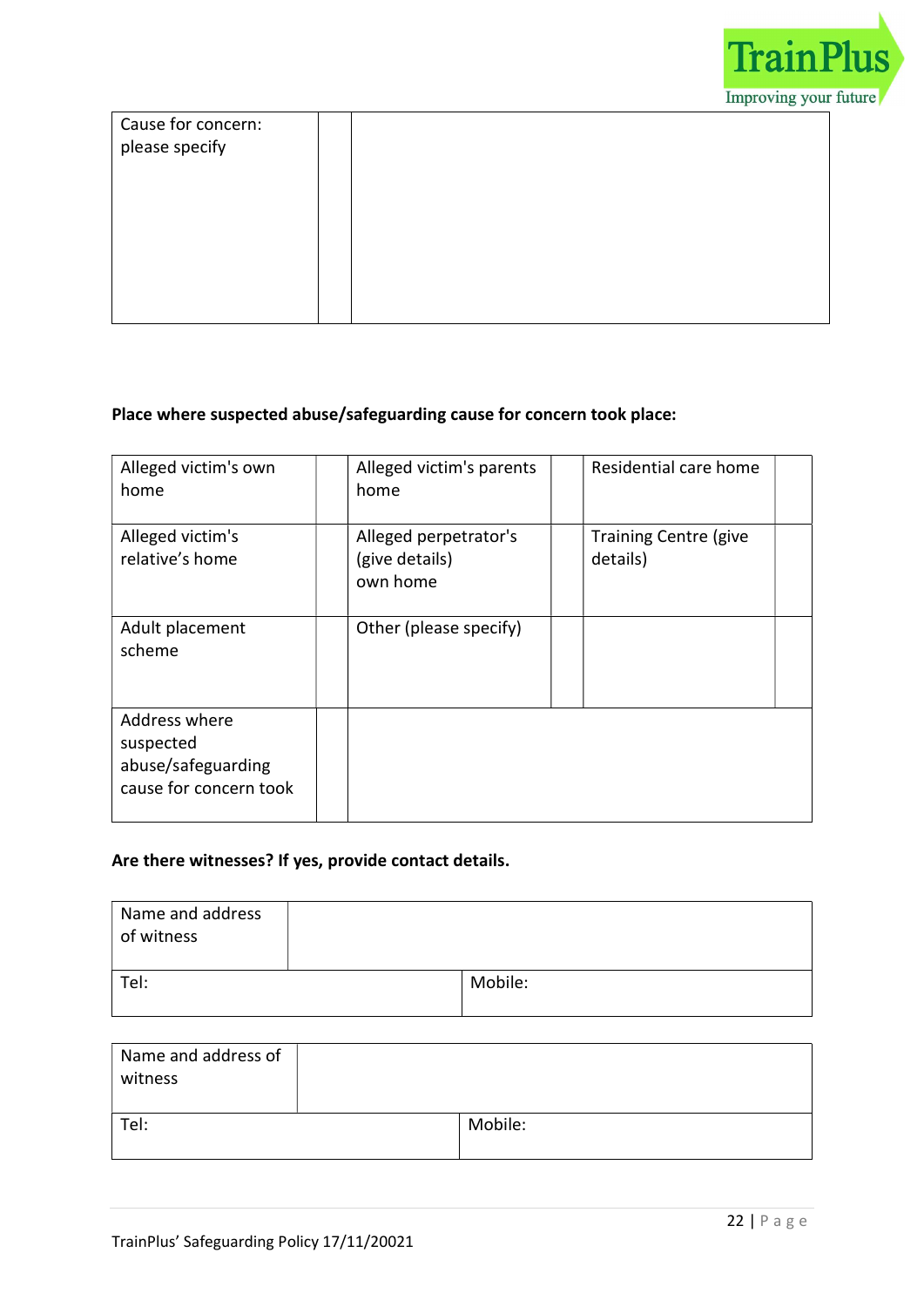| Cause for concern: please specify | | |
|---|---|---|

**Place where suspected abuse/safeguarding cause for concern took place:**

| Alleged victim's own home | | Alleged victim's parents home | | Residential care home | |
|---|---|---|---|---|---|
| Alleged victim's relative's home | | Alleged perpetrator's (give details) own home | | Training Centre (give details) | |
| Adult placement scheme | | Other (please specify) | | | |
| Address where suspected abuse/safeguarding cause for concern took | | | | | |

**Are there witnesses? If yes, provide contact details.**

| Name and address of witness | |
|---|---|
| Tel: | Mobile: |

| Name and address of witness | |
|---|---|
| Tel: | Mobile: |

TrainPlus' Safeguarding Policy 17/11/20021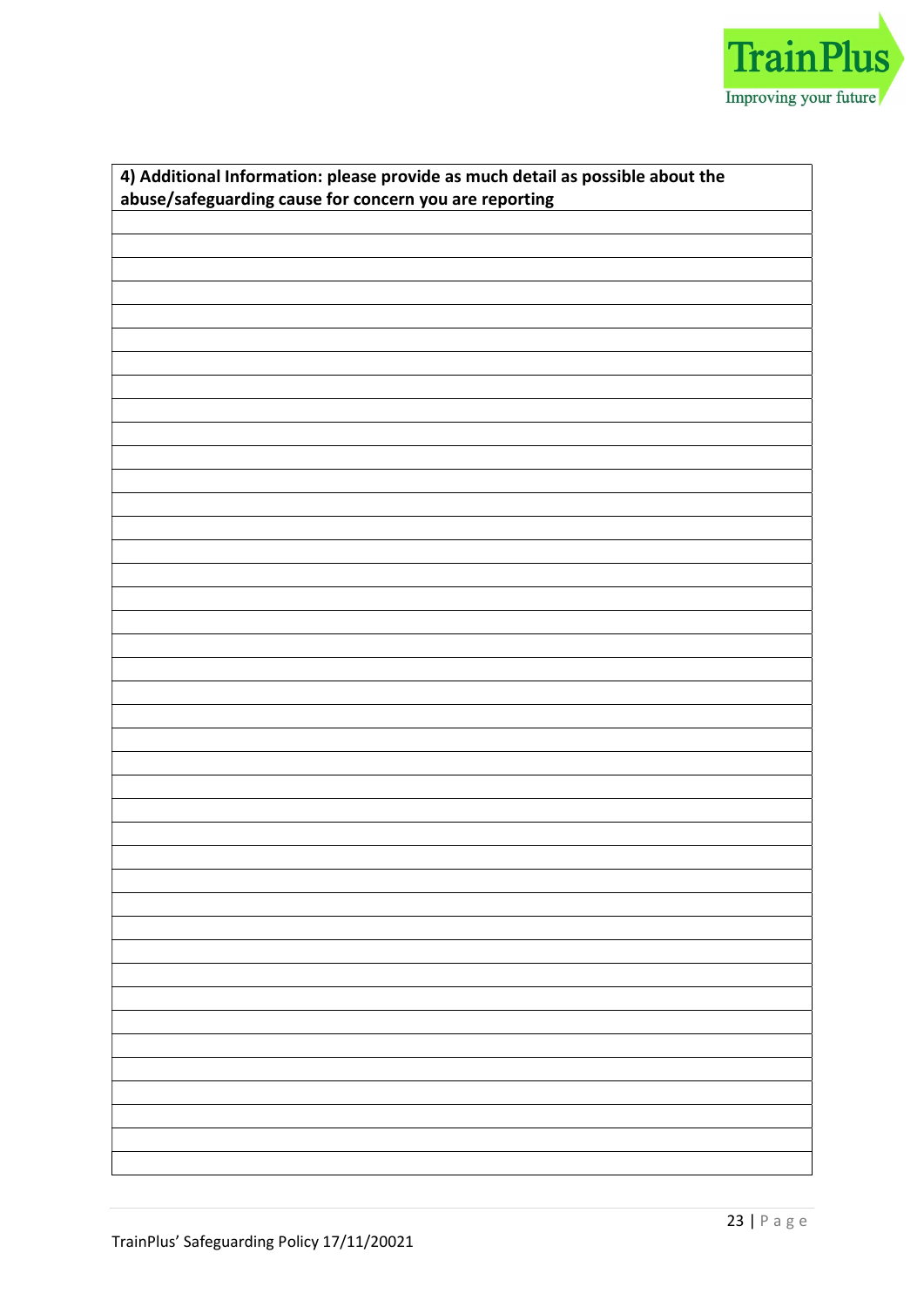| 4) Additional Information: please provide as much detail as possible about the abuse/safeguarding cause for concern you are reporting |
|---|
| |
| |
| |
| |
| |
| |
| |
| |
| |
| |
| |
| |
| |
| |
| |
| |
| |
| |
| |
| |
| |
| |
| |
| |
| |
| |
| |
| |
| |
| |
| |
| |
| |
| |
| |
| |
| |
| |
| |
| |
| |
| |
| |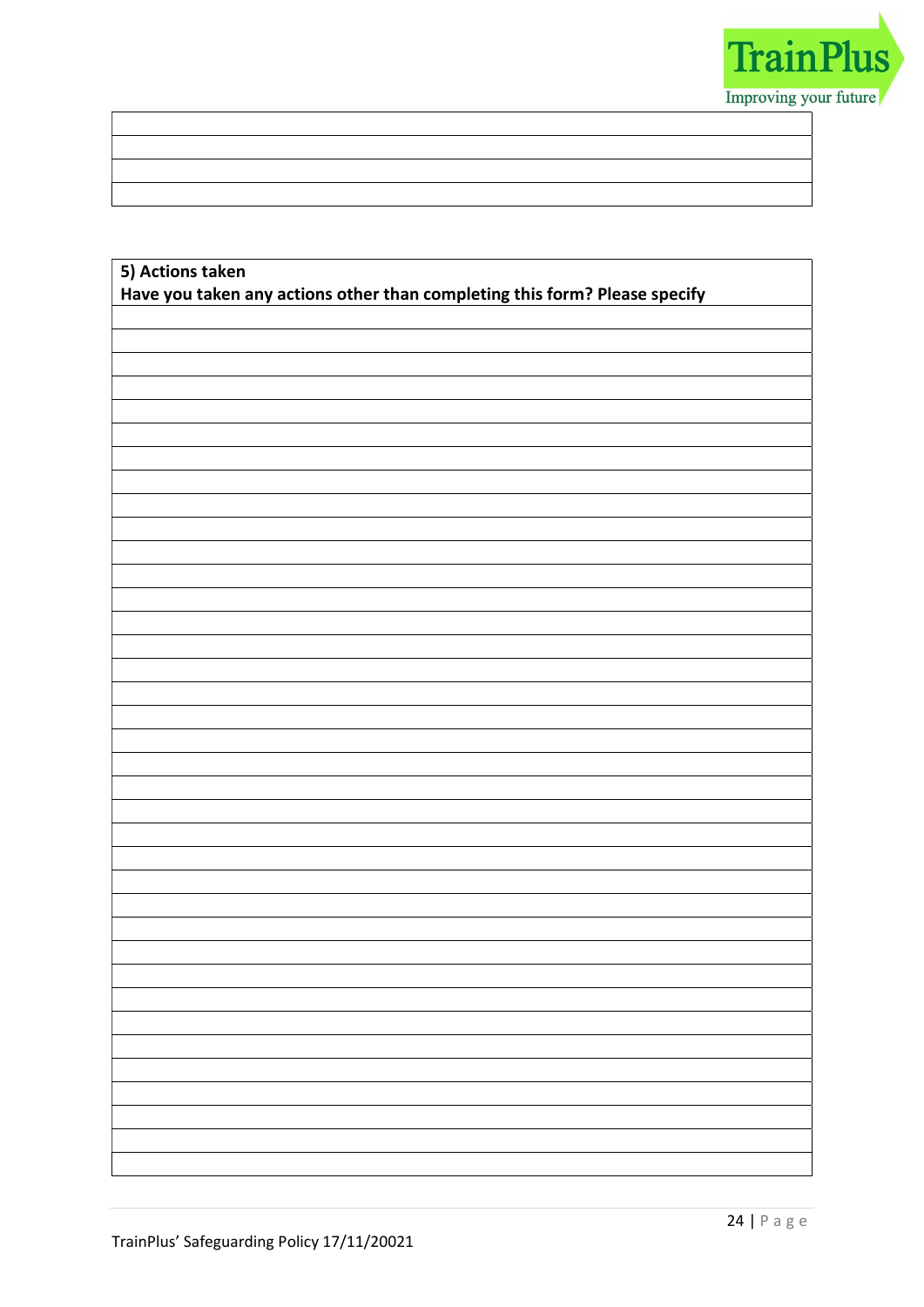| |
|---|
| |
| |
| |

| 5) Actions taken<br>Have you taken any actions other than completing this form? Please specify |
|---|
| |
| |
| |
| |
| |
| |
| |
| |
| |
| |
| |
| |
| |
| |
| |
| |
| |
| |
| |
| |
| |
| |
| |
| |
| |
| |
| |
| |
| |
| |
| |
| |
| |
| |
| |
| |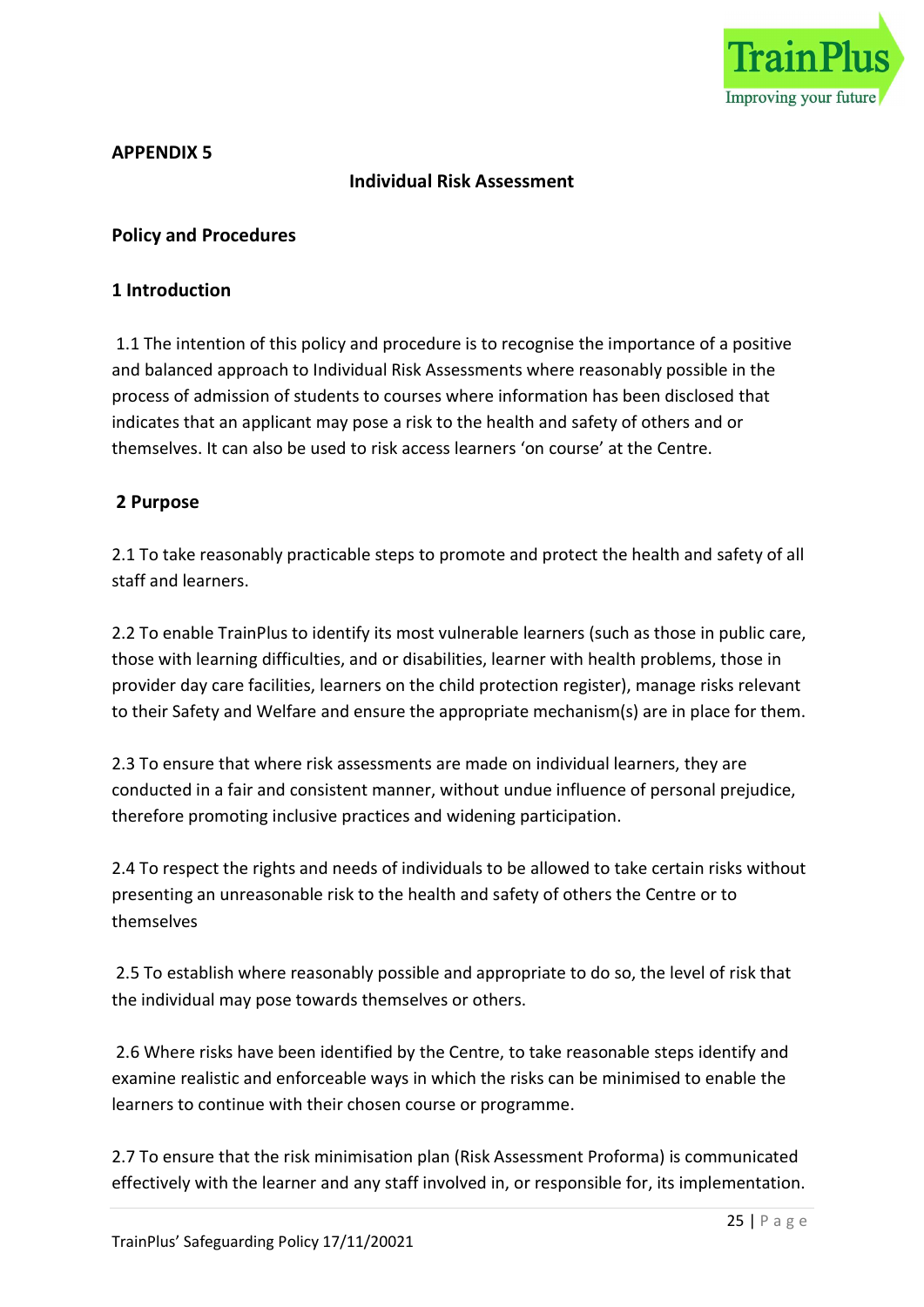**APPENDIX 5**

**Individual Risk Assessment**

**Policy and Procedures**

## 1 Introduction

1.1 The intention of this policy and procedure is to recognise the importance of a positive and balanced approach to Individual Risk Assessments where reasonably possible in the process of admission of students to courses where information has been disclosed that indicates that an applicant may pose a risk to the health and safety of others and or themselves. It can also be used to risk access learners 'on course' at the Centre.

## 2 Purpose

2.1 To take reasonably practicable steps to promote and protect the health and safety of all staff and learners.

2.2 To enable TrainPlus to identify its most vulnerable learners (such as those in public care, those with learning difficulties, and or disabilities, learner with health problems, those in provider day care facilities, learners on the child protection register), manage risks relevant to their Safety and Welfare and ensure the appropriate mechanism(s) are in place for them.

2.3 To ensure that where risk assessments are made on individual learners, they are conducted in a fair and consistent manner, without undue influence of personal prejudice, therefore promoting inclusive practices and widening participation.

2.4 To respect the rights and needs of individuals to be allowed to take certain risks without presenting an unreasonable risk to the health and safety of others the Centre or to themselves

2.5 To establish where reasonably possible and appropriate to do so, the level of risk that the individual may pose towards themselves or others.

2.6 Where risks have been identified by the Centre, to take reasonable steps identify and examine realistic and enforceable ways in which the risks can be minimised to enable the learners to continue with their chosen course or programme.

2.7 To ensure that the risk minimisation plan (Risk Assessment Proforma) is communicated effectively with the learner and any staff involved in, or responsible for, its implementation.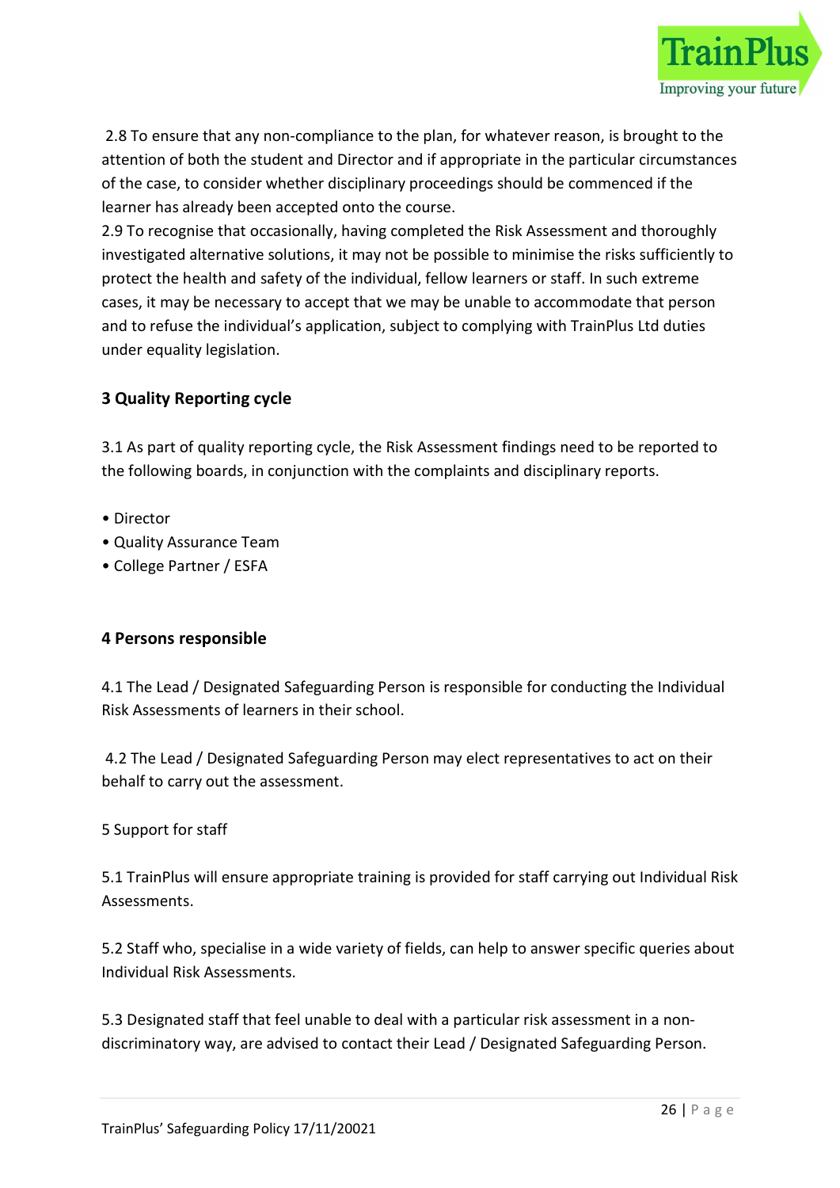2.8 To ensure that any non-compliance to the plan, for whatever reason, is brought to the attention of both the student and Director and if appropriate in the particular circumstances of the case, to consider whether disciplinary proceedings should be commenced if the learner has already been accepted onto the course.

2.9 To recognise that occasionally, having completed the Risk Assessment and thoroughly investigated alternative solutions, it may not be possible to minimise the risks sufficiently to protect the health and safety of the individual, fellow learners or staff. In such extreme cases, it may be necessary to accept that we may be unable to accommodate that person and to refuse the individual's application, subject to complying with TrainPlus Ltd duties under equality legislation.

## 3 Quality Reporting cycle

3.1 As part of quality reporting cycle, the Risk Assessment findings need to be reported to the following boards, in conjunction with the complaints and disciplinary reports.

- Director
- Quality Assurance Team
- College Partner / ESFA

## 4 Persons responsible

4.1 The Lead / Designated Safeguarding Person is responsible for conducting the Individual Risk Assessments of learners in their school.

4.2 The Lead / Designated Safeguarding Person may elect representatives to act on their behalf to carry out the assessment.

5 Support for staff

5.1 TrainPlus will ensure appropriate training is provided for staff carrying out Individual Risk Assessments.

5.2 Staff who, specialise in a wide variety of fields, can help to answer specific queries about Individual Risk Assessments.

5.3 Designated staff that feel unable to deal with a particular risk assessment in a non-discriminatory way, are advised to contact their Lead / Designated Safeguarding Person.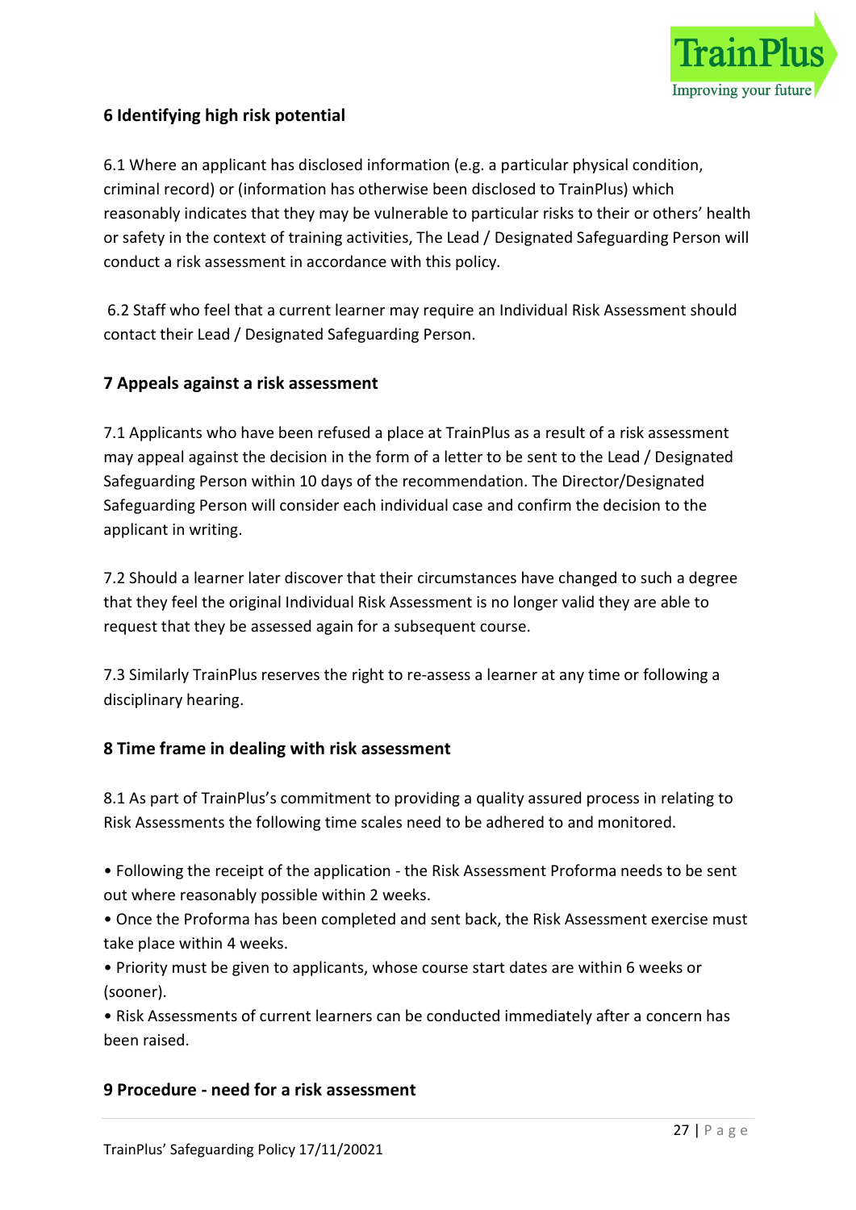## 6 Identifying high risk potential

6.1 Where an applicant has disclosed information (e.g. a particular physical condition, criminal record) or (information has otherwise been disclosed to TrainPlus) which reasonably indicates that they may be vulnerable to particular risks to their or others' health or safety in the context of training activities, The Lead / Designated Safeguarding Person will conduct a risk assessment in accordance with this policy.

6.2 Staff who feel that a current learner may require an Individual Risk Assessment should contact their Lead / Designated Safeguarding Person.

## 7 Appeals against a risk assessment

7.1 Applicants who have been refused a place at TrainPlus as a result of a risk assessment may appeal against the decision in the form of a letter to be sent to the Lead / Designated Safeguarding Person within 10 days of the recommendation. The Director/Designated Safeguarding Person will consider each individual case and confirm the decision to the applicant in writing.

7.2 Should a learner later discover that their circumstances have changed to such a degree that they feel the original Individual Risk Assessment is no longer valid they are able to request that they be assessed again for a subsequent course.

7.3 Similarly TrainPlus reserves the right to re-assess a learner at any time or following a disciplinary hearing.

## 8 Time frame in dealing with risk assessment

8.1 As part of TrainPlus's commitment to providing a quality assured process in relating to Risk Assessments the following time scales need to be adhered to and monitored.

- Following the receipt of the application - the Risk Assessment Proforma needs to be sent out where reasonably possible within 2 weeks.
- Once the Proforma has been completed and sent back, the Risk Assessment exercise must take place within 4 weeks.
- Priority must be given to applicants, whose course start dates are within 6 weeks or (sooner).
- Risk Assessments of current learners can be conducted immediately after a concern has been raised.

## 9 Procedure - need for a risk assessment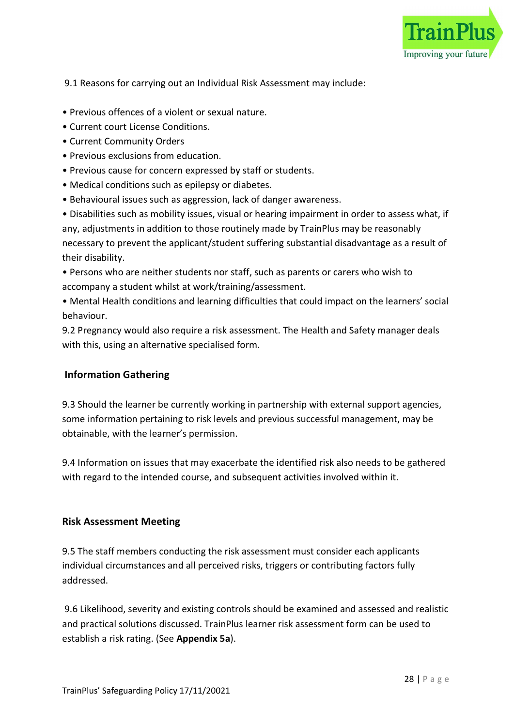9.1 Reasons for carrying out an Individual Risk Assessment may include:

- Previous offences of a violent or sexual nature.
- Current court License Conditions.
- Current Community Orders
- Previous exclusions from education.
- Previous cause for concern expressed by staff or students.
- Medical conditions such as epilepsy or diabetes.
- Behavioural issues such as aggression, lack of danger awareness.
- Disabilities such as mobility issues, visual or hearing impairment in order to assess what, if any, adjustments in addition to those routinely made by TrainPlus may be reasonably necessary to prevent the applicant/student suffering substantial disadvantage as a result of their disability.
- Persons who are neither students nor staff, such as parents or carers who wish to accompany a student whilst at work/training/assessment.
- Mental Health conditions and learning difficulties that could impact on the learners' social behaviour.

9.2 Pregnancy would also require a risk assessment. The Health and Safety manager deals with this, using an alternative specialised form.

### Information Gathering

9.3 Should the learner be currently working in partnership with external support agencies, some information pertaining to risk levels and previous successful management, may be obtainable, with the learner's permission.

9.4 Information on issues that may exacerbate the identified risk also needs to be gathered with regard to the intended course, and subsequent activities involved within it.

### Risk Assessment Meeting

9.5 The staff members conducting the risk assessment must consider each applicants individual circumstances and all perceived risks, triggers or contributing factors fully addressed.

9.6 Likelihood, severity and existing controls should be examined and assessed and realistic and practical solutions discussed. TrainPlus learner risk assessment form can be used to establish a risk rating. (See **Appendix 5a**).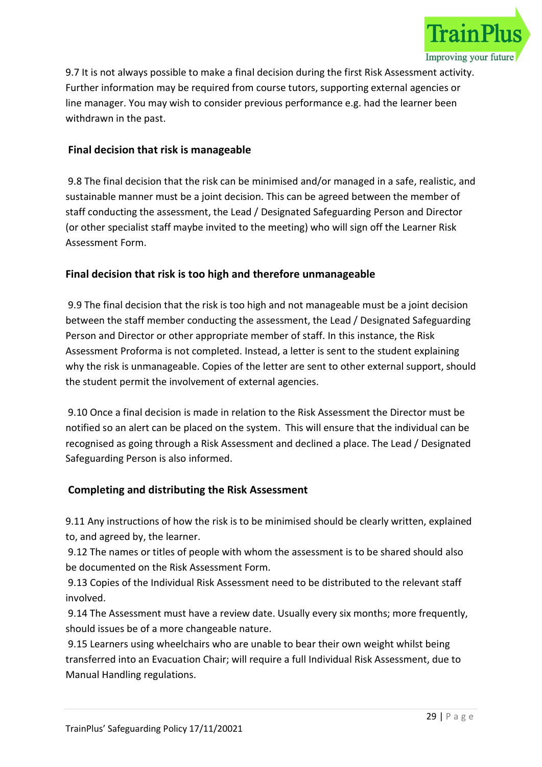9.7 It is not always possible to make a final decision during the first Risk Assessment activity. Further information may be required from course tutors, supporting external agencies or line manager. You may wish to consider previous performance e.g. had the learner been withdrawn in the past.

### Final decision that risk is manageable

9.8 The final decision that the risk can be minimised and/or managed in a safe, realistic, and sustainable manner must be a joint decision. This can be agreed between the member of staff conducting the assessment, the Lead / Designated Safeguarding Person and Director (or other specialist staff maybe invited to the meeting) who will sign off the Learner Risk Assessment Form.

### Final decision that risk is too high and therefore unmanageable

9.9 The final decision that the risk is too high and not manageable must be a joint decision between the staff member conducting the assessment, the Lead / Designated Safeguarding Person and Director or other appropriate member of staff. In this instance, the Risk Assessment Proforma is not completed. Instead, a letter is sent to the student explaining why the risk is unmanageable. Copies of the letter are sent to other external support, should the student permit the involvement of external agencies.

9.10 Once a final decision is made in relation to the Risk Assessment the Director must be notified so an alert can be placed on the system. This will ensure that the individual can be recognised as going through a Risk Assessment and declined a place. The Lead / Designated Safeguarding Person is also informed.

### Completing and distributing the Risk Assessment

9.11 Any instructions of how the risk is to be minimised should be clearly written, explained to, and agreed by, the learner.

9.12 The names or titles of people with whom the assessment is to be shared should also be documented on the Risk Assessment Form.

9.13 Copies of the Individual Risk Assessment need to be distributed to the relevant staff involved.

9.14 The Assessment must have a review date. Usually every six months; more frequently, should issues be of a more changeable nature.

9.15 Learners using wheelchairs who are unable to bear their own weight whilst being transferred into an Evacuation Chair; will require a full Individual Risk Assessment, due to Manual Handling regulations.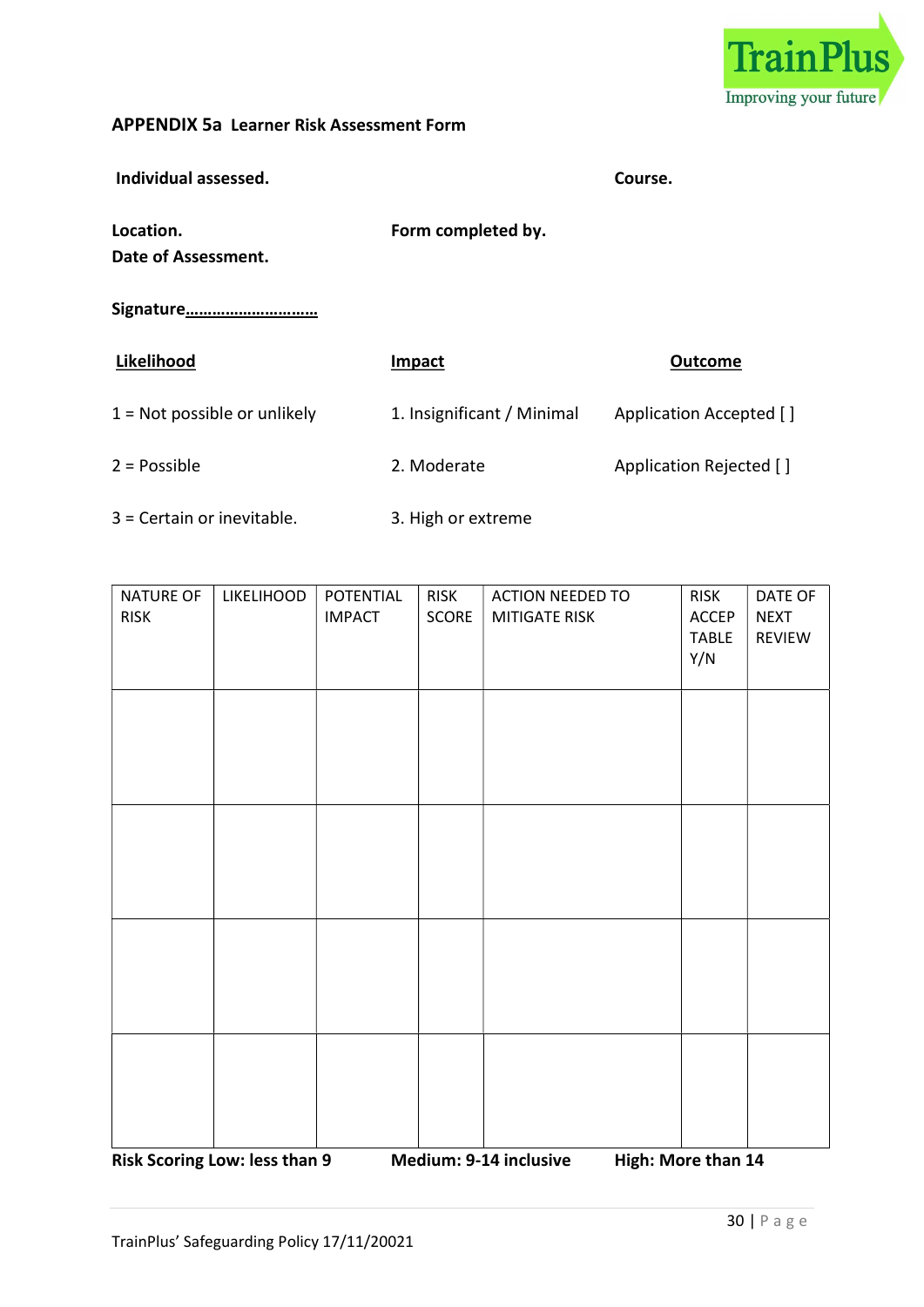**APPENDIX 5a Learner Risk Assessment Form**

**Individual assessed.** **Course.**

**Location.** **Form completed by.**

**Date of Assessment.**

**Signature…………………………**

| **Likelihood** | **Impact** | **Outcome** |
|---|---|---|
| 1 = Not possible or unlikely | 1. Insignificant / Minimal | Application Accepted [ ] |
| 2 = Possible | 2. Moderate | Application Rejected [ ] |
| 3 = Certain or inevitable. | 3. High or extreme | |

| NATURE OF RISK | LIKELIHOOD | POTENTIAL IMPACT | RISK SCORE | ACTION NEEDED TO MITIGATE RISK | RISK ACCEP TABLE Y/N | DATE OF NEXT REVIEW |
|---|---|---|---|---|---|---|
| | | | | | | |
| | | | | | | |
| | | | | | | |
| | | | | | | |

**Risk Scoring Low: less than 9** **Medium: 9-14 inclusive** **High: More than 14**

TrainPlus' Safeguarding Policy 17/11/20021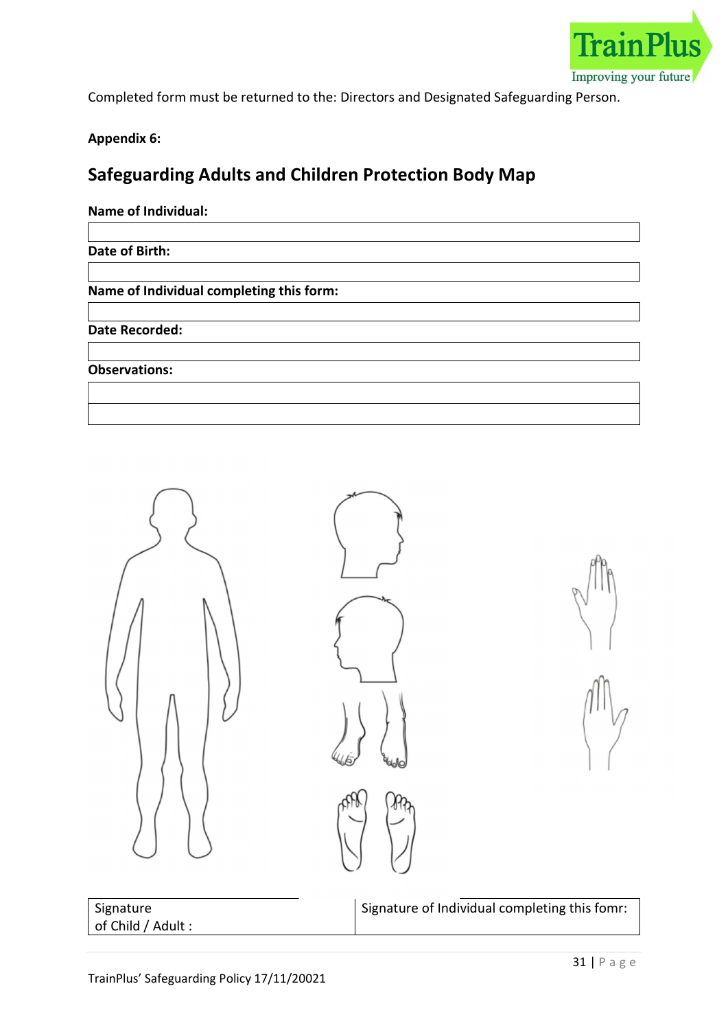Completed form must be returned to the: Directors and Designated Safeguarding Person.

**Appendix 6:**

## Safeguarding Adults and Children Protection Body Map

**Name of Individual:**

|   |
|---|

**Date of Birth:**

|   |
|---|

**Name of Individual completing this form:**

|   |
|---|

**Date Recorded:**

|   |
|---|

**Observations:**

|   |
|---|
|   |

| Signature of Child / Adult : | Signature of Individual completing this fomr: |
|---|---|

TrainPlus' Safeguarding Policy 17/11/20021